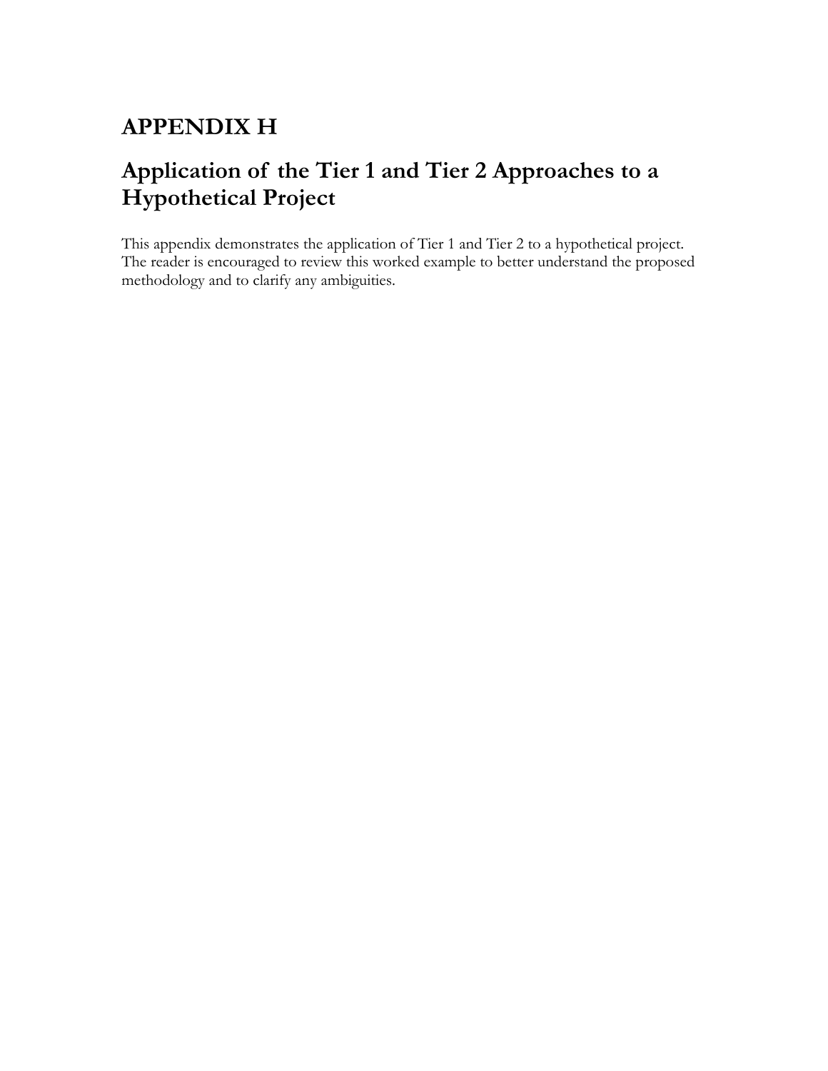# APPENDIX H

## Application of the Tier 1 and Tier 2 Approaches to a Hypothetical Project

This appendix demonstrates the application of Tier 1 and Tier 2 to a hypothetical project. The reader is encouraged to review this worked example to better understand the proposed methodology and to clarify any ambiguities.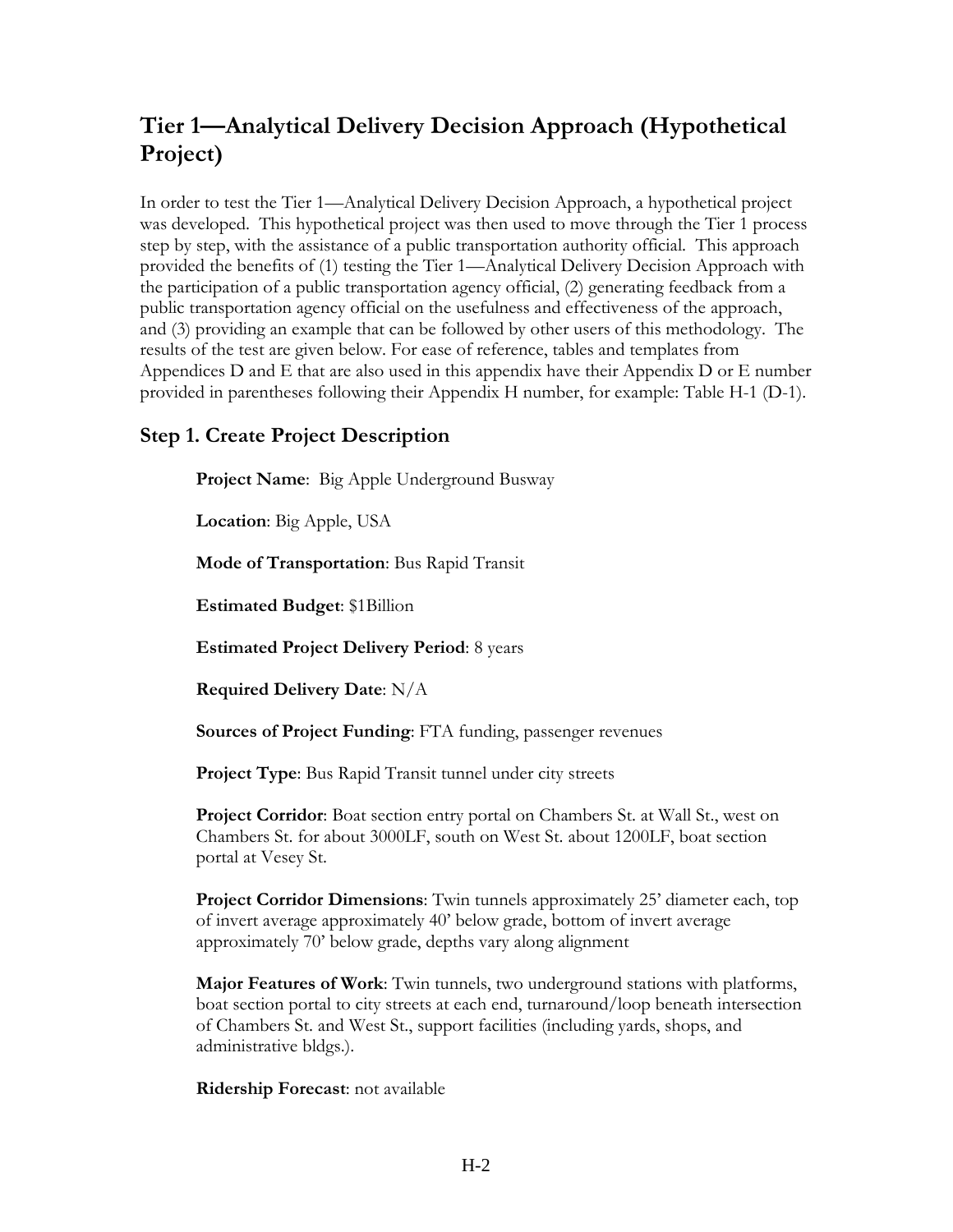# Tier 1—Analytical Delivery Decision Approach (Hypothetical Project)

In order to test the Tier 1—Analytical Delivery Decision Approach, a hypothetical project was developed. This hypothetical project was then used to move through the Tier 1 process step by step, with the assistance of a public transportation authority official. This approach provided the benefits of (1) testing the Tier 1—Analytical Delivery Decision Approach with the participation of a public transportation agency official, (2) generating feedback from a public transportation agency official on the usefulness and effectiveness of the approach, and (3) providing an example that can be followed by other users of this methodology. The results of the test are given below. For ease of reference, tables and templates from Appendices D and E that are also used in this appendix have their Appendix D or E number provided in parentheses following their Appendix H number, for example: Table H-1 (D-1).

## Step 1. Create Project Description

**Project Name**: Big Apple Underground Busway

**Location**: Big Apple, USA

**Mode of Transportation**: Bus Rapid Transit

**Estimated Budget**: $1Billion

**Estimated Project Delivery Period**: 8 years

**Required Delivery Date**: N/A

**Sources of Project Funding**: FTA funding, passenger revenues

**Project Type**: Bus Rapid Transit tunnel under city streets

**Project Corridor**: Boat section entry portal on Chambers St. at Wall St., west on Chambers St. for about 3000LF, south on West St. about 1200LF, boat section portal at Vesey St.

**Project Corridor Dimensions**: Twin tunnels approximately 25' diameter each, top of invert average approximately 40' below grade, bottom of invert average approximately 70' below grade, depths vary along alignment

**Major Features of Work**: Twin tunnels, two underground stations with platforms, boat section portal to city streets at each end, turnaround/loop beneath intersection of Chambers St. and West St., support facilities (including yards, shops, and administrative bldgs.).

**Ridership Forecast**: not available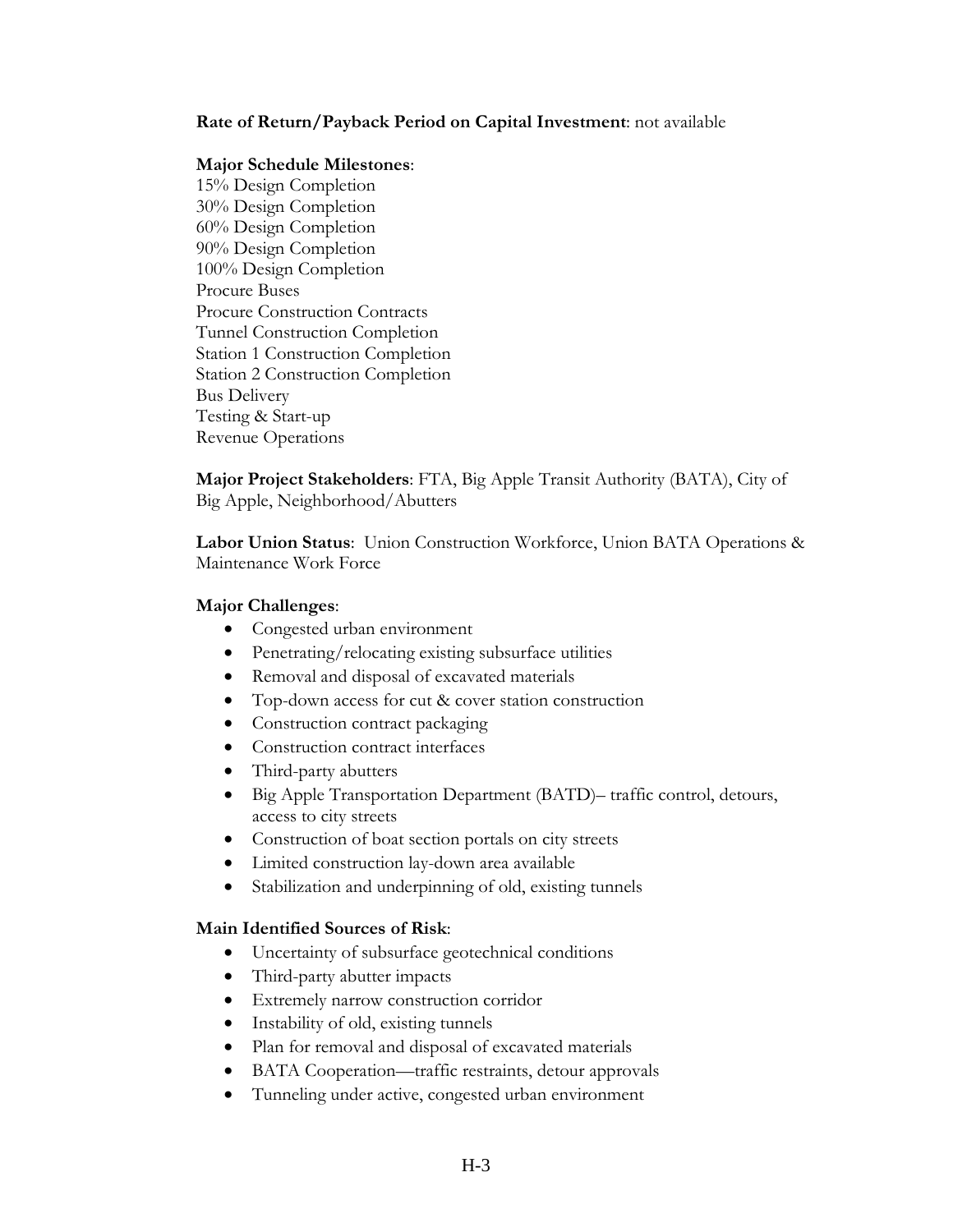**Rate of Return/Payback Period on Capital Investment**: not available

**Major Schedule Milestones**:
15% Design Completion
30% Design Completion
60% Design Completion
90% Design Completion
100% Design Completion
Procure Buses
Procure Construction Contracts
Tunnel Construction Completion
Station 1 Construction Completion
Station 2 Construction Completion
Bus Delivery
Testing & Start-up
Revenue Operations

**Major Project Stakeholders**: FTA, Big Apple Transit Authority (BATA), City of Big Apple, Neighborhood/Abutters

**Labor Union Status**: Union Construction Workforce, Union BATA Operations & Maintenance Work Force

**Major Challenges**:

- Congested urban environment
- Penetrating/relocating existing subsurface utilities
- Removal and disposal of excavated materials
- Top-down access for cut & cover station construction
- Construction contract packaging
- Construction contract interfaces
- Third-party abutters
- Big Apple Transportation Department (BATD)– traffic control, detours, access to city streets
- Construction of boat section portals on city streets
- Limited construction lay-down area available
- Stabilization and underpinning of old, existing tunnels

**Main Identified Sources of Risk**:

- Uncertainty of subsurface geotechnical conditions
- Third-party abutter impacts
- Extremely narrow construction corridor
- Instability of old, existing tunnels
- Plan for removal and disposal of excavated materials
- BATA Cooperation—traffic restraints, detour approvals
- Tunneling under active, congested urban environment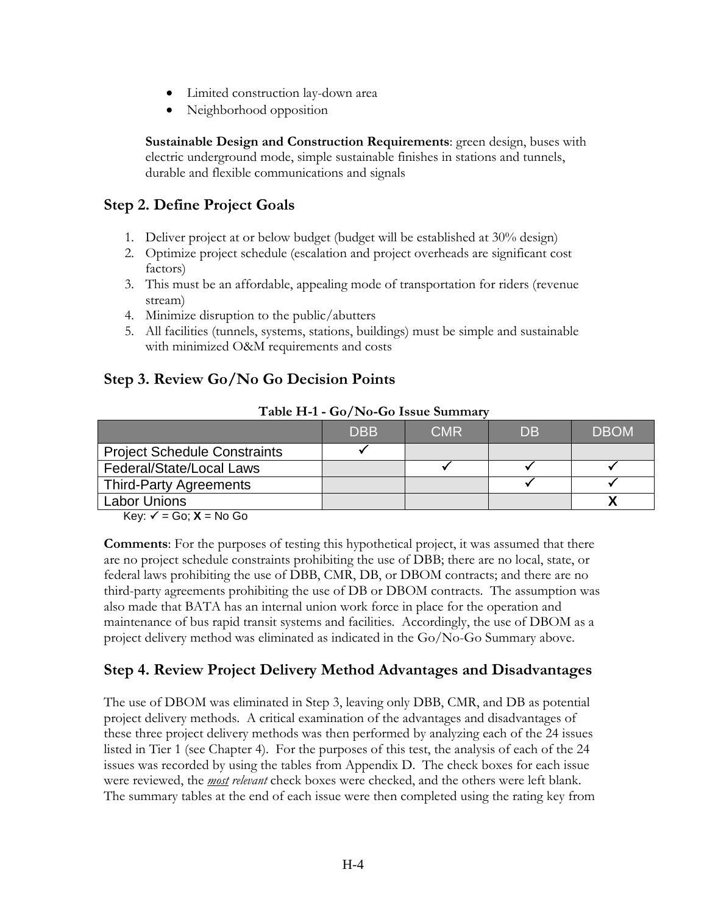- Limited construction lay-down area
- Neighborhood opposition

**Sustainable Design and Construction Requirements**: green design, buses with electric underground mode, simple sustainable finishes in stations and tunnels, durable and flexible communications and signals

## Step 2. Define Project Goals

1. Deliver project at or below budget (budget will be established at 30% design)
2. Optimize project schedule (escalation and project overheads are significant cost factors)
3. This must be an affordable, appealing mode of transportation for riders (revenue stream)
4. Minimize disruption to the public/abutters
5. All facilities (tunnels, systems, stations, buildings) must be simple and sustainable with minimized O&M requirements and costs

## Step 3. Review Go/No Go Decision Points

**Table H-1 - Go/No-Go Issue Summary**

| | DBB | CMR | DB | DBOM |
|---|---|---|---|---|
| Project Schedule Constraints | ✓ | | | |
| Federal/State/Local Laws | | ✓ | ✓ | ✓ |
| Third-Party Agreements | | | ✓ | ✓ |
| Labor Unions | | | | **X** |

Key: ✓ = Go; **X** = No Go

**Comments**: For the purposes of testing this hypothetical project, it was assumed that there are no project schedule constraints prohibiting the use of DBB; there are no local, state, or federal laws prohibiting the use of DBB, CMR, DB, or DBOM contracts; and there are no third-party agreements prohibiting the use of DB or DBOM contracts. The assumption was also made that BATA has an internal union work force in place for the operation and maintenance of bus rapid transit systems and facilities. Accordingly, the use of DBOM as a project delivery method was eliminated as indicated in the Go/No-Go Summary above.

## Step 4. Review Project Delivery Method Advantages and Disadvantages

The use of DBOM was eliminated in Step 3, leaving only DBB, CMR, and DB as potential project delivery methods. A critical examination of the advantages and disadvantages of these three project delivery methods was then performed by analyzing each of the 24 issues listed in Tier 1 (see Chapter 4). For the purposes of this test, the analysis of each of the 24 issues was recorded by using the tables from Appendix D. The check boxes for each issue were reviewed, the ***most** relevant* check boxes were checked, and the others were left blank. The summary tables at the end of each issue were then completed using the rating key from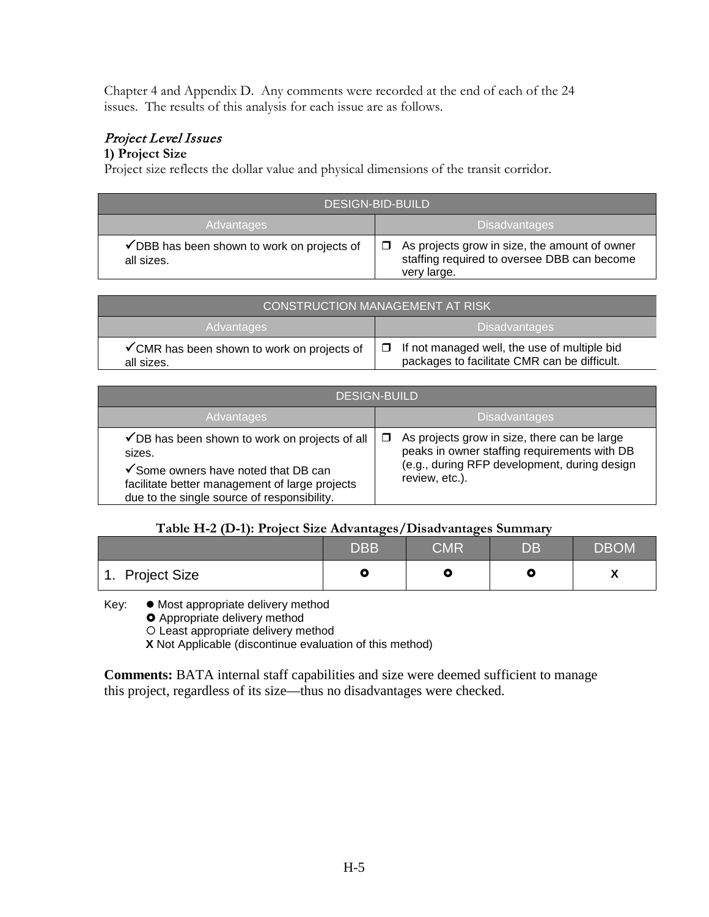Chapter 4 and Appendix D. Any comments were recorded at the end of each of the 24 issues. The results of this analysis for each issue are as follows.

### *Project Level Issues*

**1) Project Size**

Project size reflects the dollar value and physical dimensions of the transit corridor.

| DESIGN-BID-BUILD | |
|---|---|
| **Advantages** | **Disadvantages** |
| ✓DBB has been shown to work on projects of all sizes. | ❒ As projects grow in size, the amount of owner staffing required to oversee DBB can become very large. |

| CONSTRUCTION MANAGEMENT AT RISK | |
|---|---|
| **Advantages** | **Disadvantages** |
| ✓CMR has been shown to work on projects of all sizes. | ❒ If not managed well, the use of multiple bid packages to facilitate CMR can be difficult. |

| DESIGN-BUILD | |
|---|---|
| **Advantages** | **Disadvantages** |
| ✓DB has been shown to work on projects of all sizes.<br>✓Some owners have noted that DB can facilitate better management of large projects due to the single source of responsibility. | ❒ As projects grow in size, there can be large peaks in owner staffing requirements with DB (e.g., during RFP development, during design review, etc.). |

**Table H-2 (D-1): Project Size Advantages/Disadvantages Summary**

| | DBB | CMR | DB | DBOM |
|---|---|---|---|---|
| 1. Project Size | ✪ | ✪ | ✪ | X |

Key: ● Most appropriate delivery method
✪ Appropriate delivery method
○ Least appropriate delivery method
**X** Not Applicable (discontinue evaluation of this method)

**Comments:** BATA internal staff capabilities and size were deemed sufficient to manage this project, regardless of its size—thus no disadvantages were checked.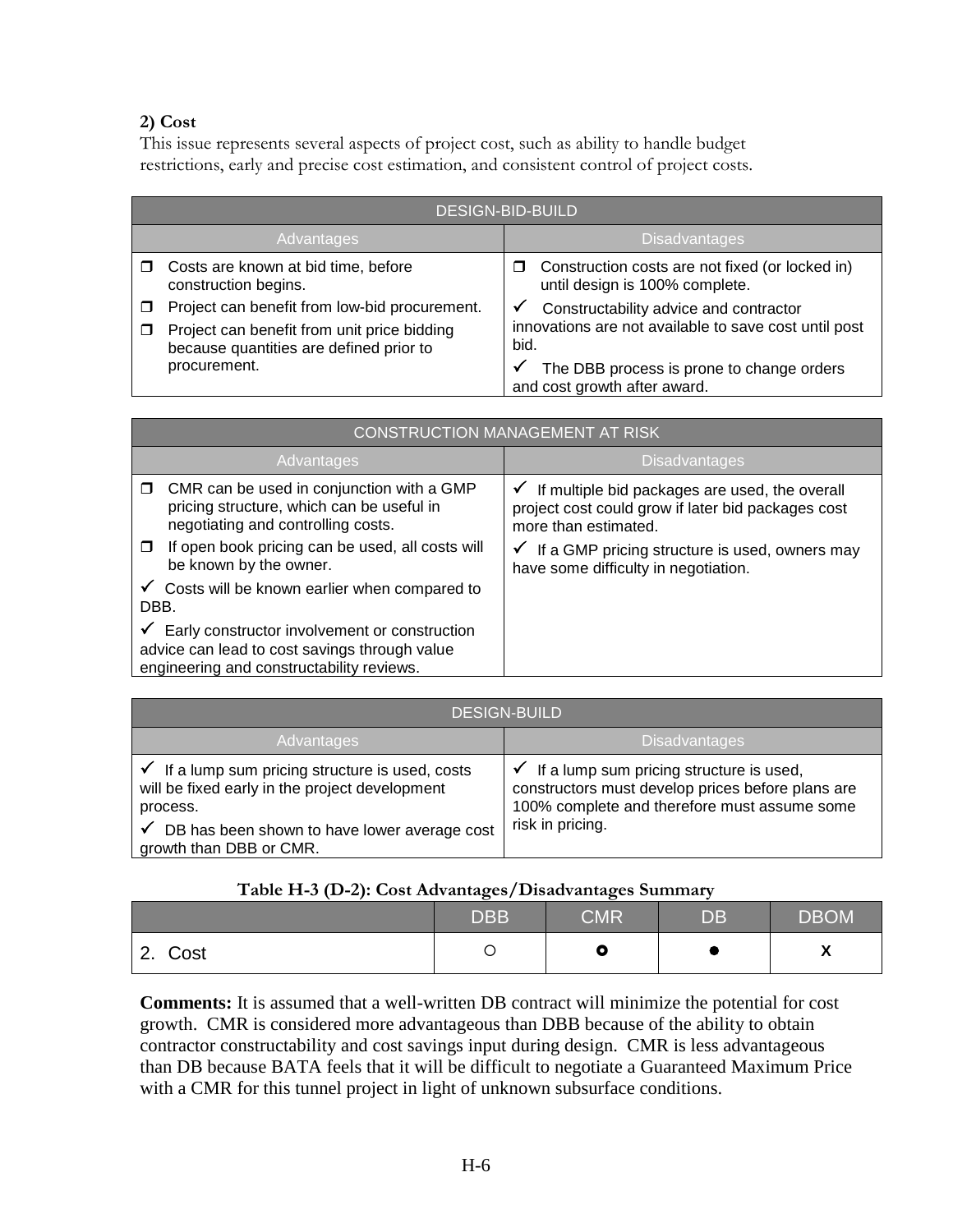**2) Cost**

This issue represents several aspects of project cost, such as ability to handle budget restrictions, early and precise cost estimation, and consistent control of project costs.

| DESIGN-BID-BUILD | |
|---|---|
| **Advantages** | **Disadvantages** |
| ❒ Costs are known at bid time, before construction begins.<br>❒ Project can benefit from low-bid procurement.<br>❒ Project can benefit from unit price bidding because quantities are defined prior to procurement. | ❒ Construction costs are not fixed (or locked in) until design is 100% complete.<br>✓ Constructability advice and contractor innovations are not available to save cost until post bid.<br>✓ The DBB process is prone to change orders and cost growth after award. |

| CONSTRUCTION MANAGEMENT AT RISK | |
|---|---|
| **Advantages** | **Disadvantages** |
| ❒ CMR can be used in conjunction with a GMP pricing structure, which can be useful in negotiating and controlling costs.<br>❒ If open book pricing can be used, all costs will be known by the owner.<br>✓ Costs will be known earlier when compared to DBB.<br>✓ Early constructor involvement or construction advice can lead to cost savings through value engineering and constructability reviews. | ✓ If multiple bid packages are used, the overall project cost could grow if later bid packages cost more than estimated.<br>✓ If a GMP pricing structure is used, owners may have some difficulty in negotiation. |

| DESIGN-BUILD | |
|---|---|
| **Advantages** | **Disadvantages** |
| ✓ If a lump sum pricing structure is used, costs will be fixed early in the project development process.<br>✓ DB has been shown to have lower average cost growth than DBB or CMR. | ✓ If a lump sum pricing structure is used, constructors must develop prices before plans are 100% complete and therefore must assume some risk in pricing. |

**Table H-3 (D-2): Cost Advantages/Disadvantages Summary**

| | DBB | CMR | DB | DBOM |
|---|---|---|---|---|
| 2. Cost | ○ | ◉ | ● | X |

**Comments:** It is assumed that a well-written DB contract will minimize the potential for cost growth. CMR is considered more advantageous than DBB because of the ability to obtain contractor constructability and cost savings input during design. CMR is less advantageous than DB because BATA feels that it will be difficult to negotiate a Guaranteed Maximum Price with a CMR for this tunnel project in light of unknown subsurface conditions.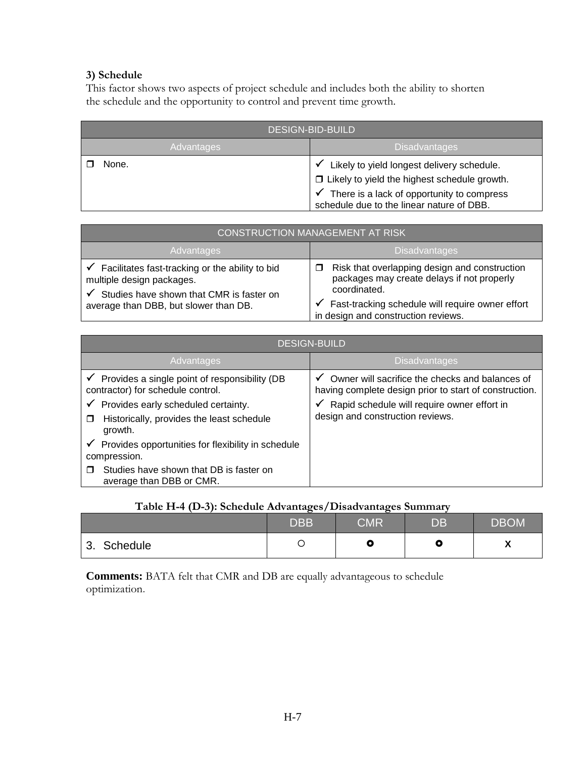### 3) Schedule

This factor shows two aspects of project schedule and includes both the ability to shorten the schedule and the opportunity to control and prevent time growth.

| DESIGN-BID-BUILD | |
|---|---|
| **Advantages** | **Disadvantages** |
| ❒ None. | ✓ Likely to yield longest delivery schedule.<br>❒ Likely to yield the highest schedule growth.<br>✓ There is a lack of opportunity to compress schedule due to the linear nature of DBB. |

| CONSTRUCTION MANAGEMENT AT RISK | |
|---|---|
| **Advantages** | **Disadvantages** |
| ✓ Facilitates fast-tracking or the ability to bid multiple design packages.<br>✓ Studies have shown that CMR is faster on average than DBB, but slower than DB. | ❒ Risk that overlapping design and construction packages may create delays if not properly coordinated.<br>✓ Fast-tracking schedule will require owner effort in design and construction reviews. |

| DESIGN-BUILD | |
|---|---|
| **Advantages** | **Disadvantages** |
| ✓ Provides a single point of responsibility (DB contractor) for schedule control.<br>✓ Provides early scheduled certainty.<br>❒ Historically, provides the least schedule growth.<br>✓ Provides opportunities for flexibility in schedule compression.<br>❒ Studies have shown that DB is faster on average than DBB or CMR. | ✓ Owner will sacrifice the checks and balances of having complete design prior to start of construction.<br>✓ Rapid schedule will require owner effort in design and construction reviews. |

**Table H-4 (D-3): Schedule Advantages/Disadvantages Summary**

| | DBB | CMR | DB | DBOM |
|---|---|---|---|---|
| 3. Schedule | ○ | ◉ | ◉ | X |

**Comments:** BATA felt that CMR and DB are equally advantageous to schedule optimization.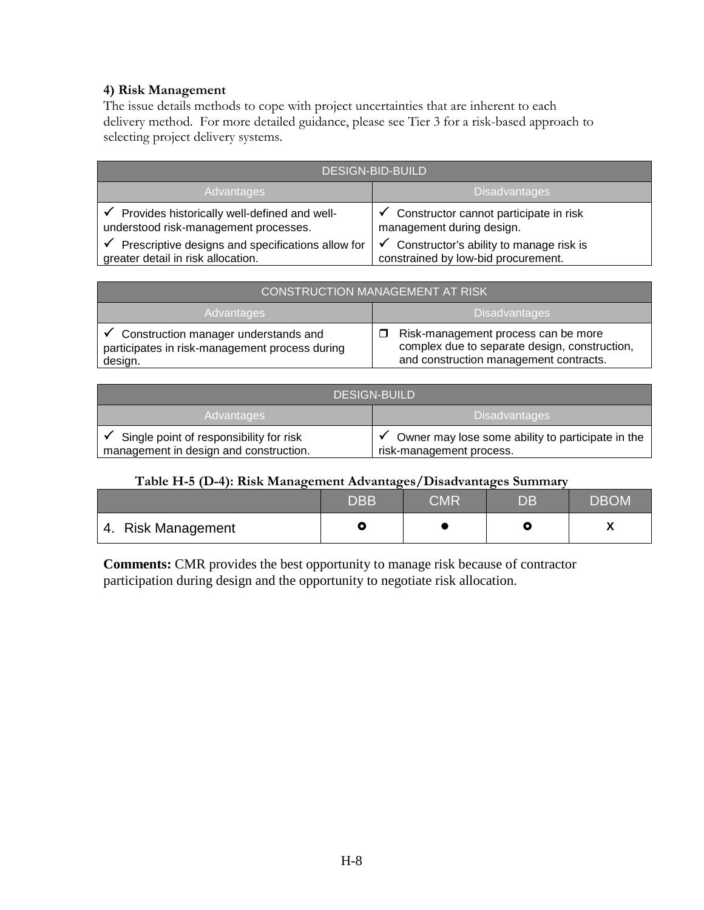#### 4) Risk Management

The issue details methods to cope with project uncertainties that are inherent to each delivery method. For more detailed guidance, please see Tier 3 for a risk-based approach to selecting project delivery systems.

| DESIGN-BID-BUILD | |
|---|---|
| **Advantages** | **Disadvantages** |
| ✓ Provides historically well-defined and well-understood risk-management processes. | ✓ Constructor cannot participate in risk management during design. |
| ✓ Prescriptive designs and specifications allow for greater detail in risk allocation. | ✓ Constructor's ability to manage risk is constrained by low-bid procurement. |

| CONSTRUCTION MANAGEMENT AT RISK | |
|---|---|
| **Advantages** | **Disadvantages** |
| ✓ Construction manager understands and participates in risk-management process during design. | ❒ Risk-management process can be more complex due to separate design, construction, and construction management contracts. |

| DESIGN-BUILD | |
|---|---|
| **Advantages** | **Disadvantages** |
| ✓ Single point of responsibility for risk management in design and construction. | ✓ Owner may lose some ability to participate in the risk-management process. |

**Table H-5 (D-4): Risk Management Advantages/Disadvantages Summary**

| | DBB | CMR | DB | DBOM |
|---|---|---|---|---|
| 4. Risk Management | ◘ | ● | ◘ | X |

**Comments:** CMR provides the best opportunity to manage risk because of contractor participation during design and the opportunity to negotiate risk allocation.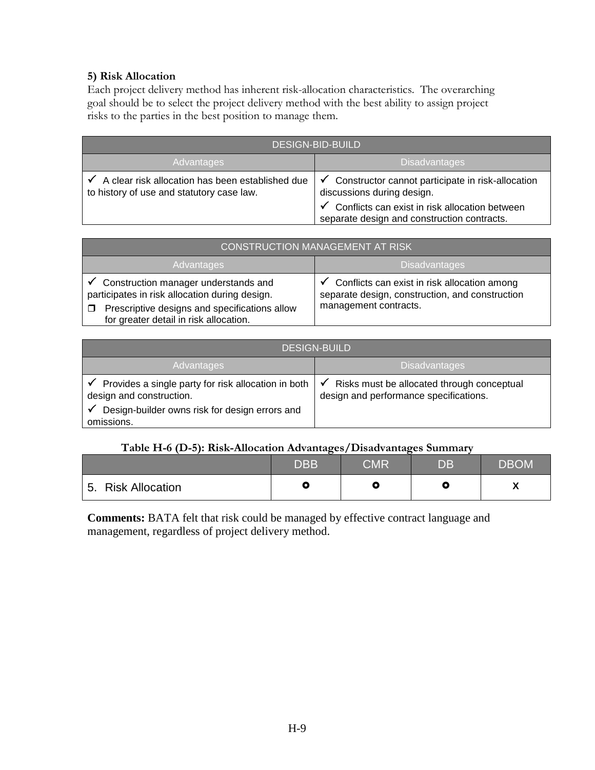**5) Risk Allocation**

Each project delivery method has inherent risk-allocation characteristics. The overarching goal should be to select the project delivery method with the best ability to assign project risks to the parties in the best position to manage them.

| DESIGN-BID-BUILD | |
|---|---|
| Advantages | Disadvantages |
| ✓ A clear risk allocation has been established due to history of use and statutory case law. | ✓ Constructor cannot participate in risk-allocation discussions during design.<br>✓ Conflicts can exist in risk allocation between separate design and construction contracts. |

| CONSTRUCTION MANAGEMENT AT RISK | |
|---|---|
| Advantages | Disadvantages |
| ✓ Construction manager understands and participates in risk allocation during design.<br>❒ Prescriptive designs and specifications allow for greater detail in risk allocation. | ✓ Conflicts can exist in risk allocation among separate design, construction, and construction management contracts. |

| DESIGN-BUILD | |
|---|---|
| Advantages | Disadvantages |
| ✓ Provides a single party for risk allocation in both design and construction.<br>✓ Design-builder owns risk for design errors and omissions. | ✓ Risks must be allocated through conceptual design and performance specifications. |

**Table H-6 (D-5): Risk-Allocation Advantages/Disadvantages Summary**

| | DBB | CMR | DB | DBOM |
|---|---|---|---|---|
| 5. Risk Allocation | ⭘ | ⭘ | ⭘ | X |

**Comments:** BATA felt that risk could be managed by effective contract language and management, regardless of project delivery method.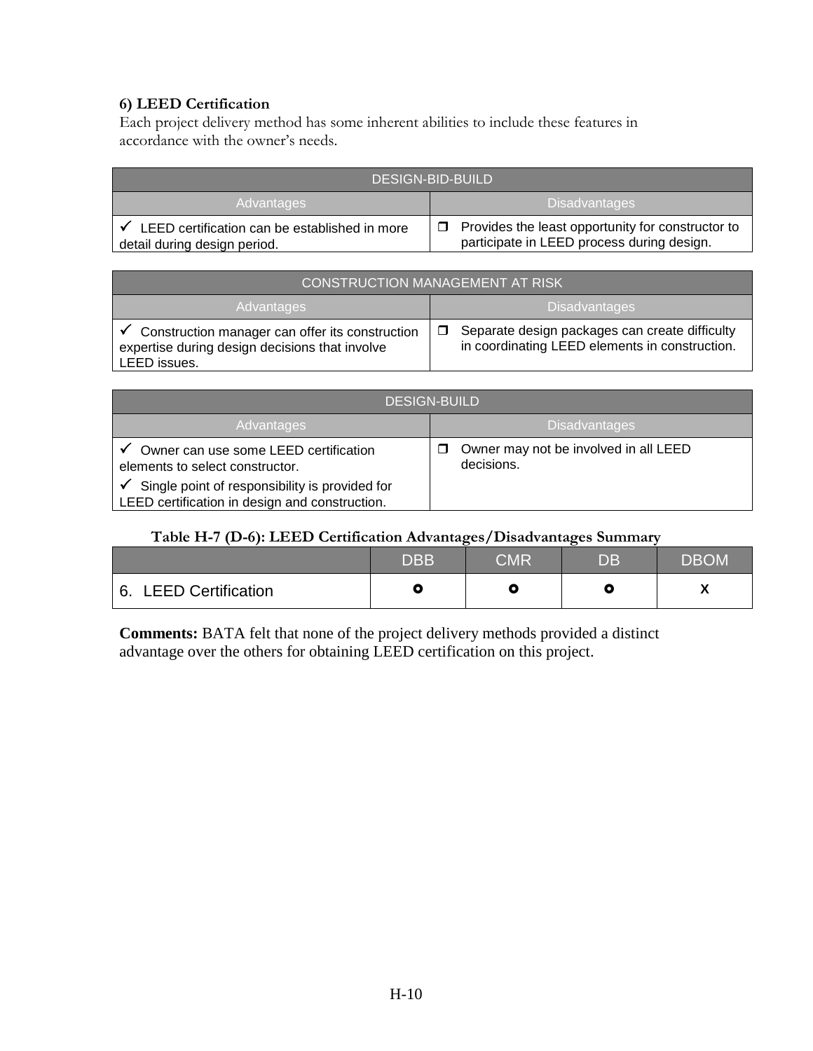### 6) LEED Certification

Each project delivery method has some inherent abilities to include these features in accordance with the owner's needs.

| DESIGN-BID-BUILD | |
|---|---|
| **Advantages** | **Disadvantages** |
| ✓ LEED certification can be established in more detail during design period. | ❒ Provides the least opportunity for constructor to participate in LEED process during design. |

| CONSTRUCTION MANAGEMENT AT RISK | |
|---|---|
| **Advantages** | **Disadvantages** |
| ✓ Construction manager can offer its construction expertise during design decisions that involve LEED issues. | ❒ Separate design packages can create difficulty in coordinating LEED elements in construction. |

| DESIGN-BUILD | |
|---|---|
| **Advantages** | **Disadvantages** |
| ✓ Owner can use some LEED certification elements to select constructor.<br>✓ Single point of responsibility is provided for LEED certification in design and construction. | ❒ Owner may not be involved in all LEED decisions. |

**Table H-7 (D-6): LEED Certification Advantages/Disadvantages Summary**

| | DBB | CMR | DB | DBOM |
|---|---|---|---|---|
| 6. LEED Certification | ⭘ | ⭘ | ⭘ | X |

**Comments:** BATA felt that none of the project delivery methods provided a distinct advantage over the others for obtaining LEED certification on this project.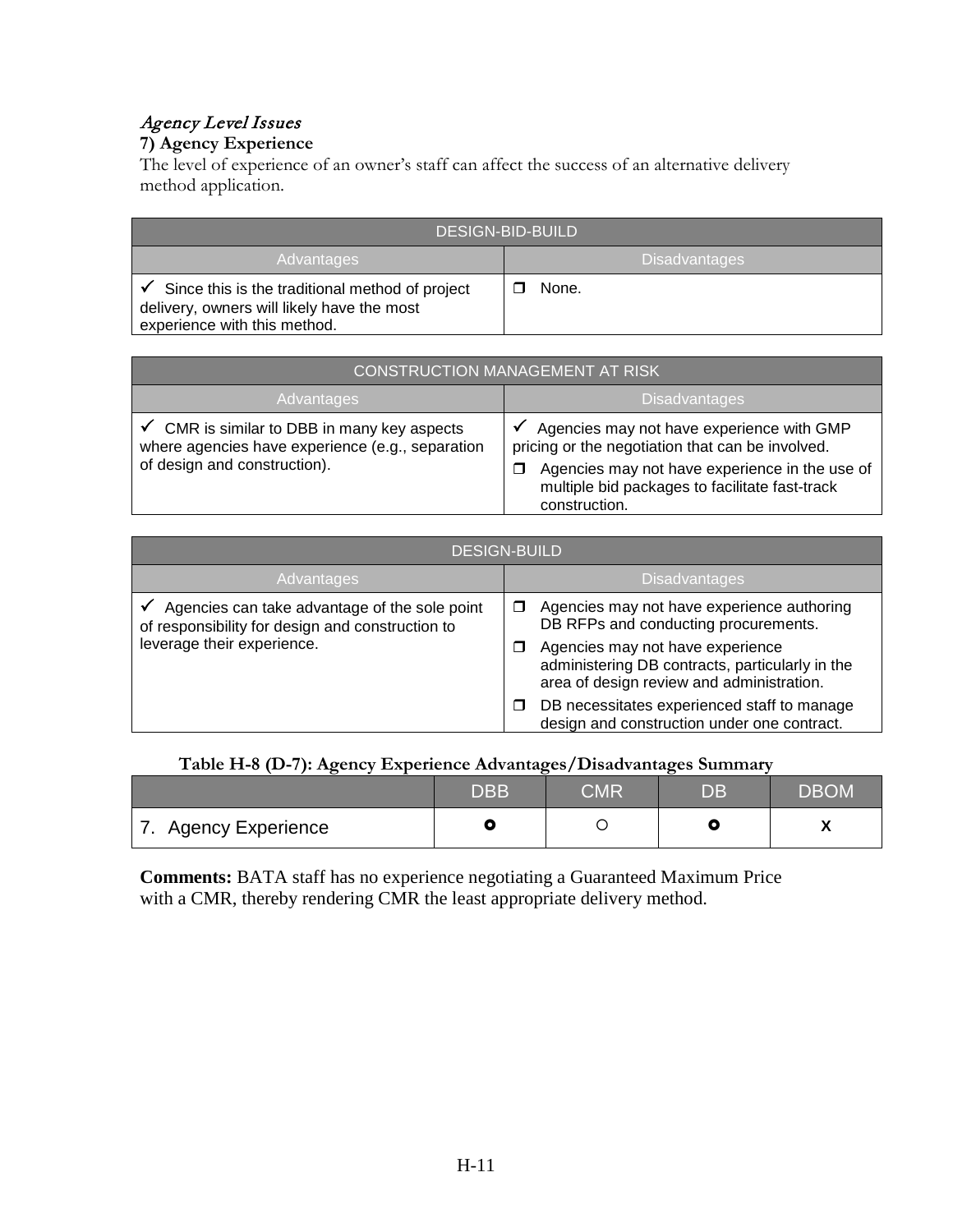*Agency Level Issues*

**7) Agency Experience**

The level of experience of an owner's staff can affect the success of an alternative delivery method application.

| DESIGN-BID-BUILD | |
|---|---|
| Advantages | Disadvantages |
| ✓ Since this is the traditional method of project delivery, owners will likely have the most experience with this method. | ❒ None. |

| CONSTRUCTION MANAGEMENT AT RISK | |
|---|---|
| Advantages | Disadvantages |
| ✓ CMR is similar to DBB in many key aspects where agencies have experience (e.g., separation of design and construction). | ✓ Agencies may not have experience with GMP pricing or the negotiation that can be involved.<br>❒ Agencies may not have experience in the use of multiple bid packages to facilitate fast-track construction. |

| DESIGN-BUILD | |
|---|---|
| Advantages | Disadvantages |
| ✓ Agencies can take advantage of the sole point of responsibility for design and construction to leverage their experience. | ❒ Agencies may not have experience authoring DB RFPs and conducting procurements.<br>❒ Agencies may not have experience administering DB contracts, particularly in the area of design review and administration.<br>❒ DB necessitates experienced staff to manage design and construction under one contract. |

**Table H-8 (D-7): Agency Experience Advantages/Disadvantages Summary**

| | DBB | CMR | DB | DBOM |
|---|---|---|---|---|
| 7. Agency Experience | ⭘ | ○ | ⭘ | X |

**Comments:** BATA staff has no experience negotiating a Guaranteed Maximum Price with a CMR, thereby rendering CMR the least appropriate delivery method.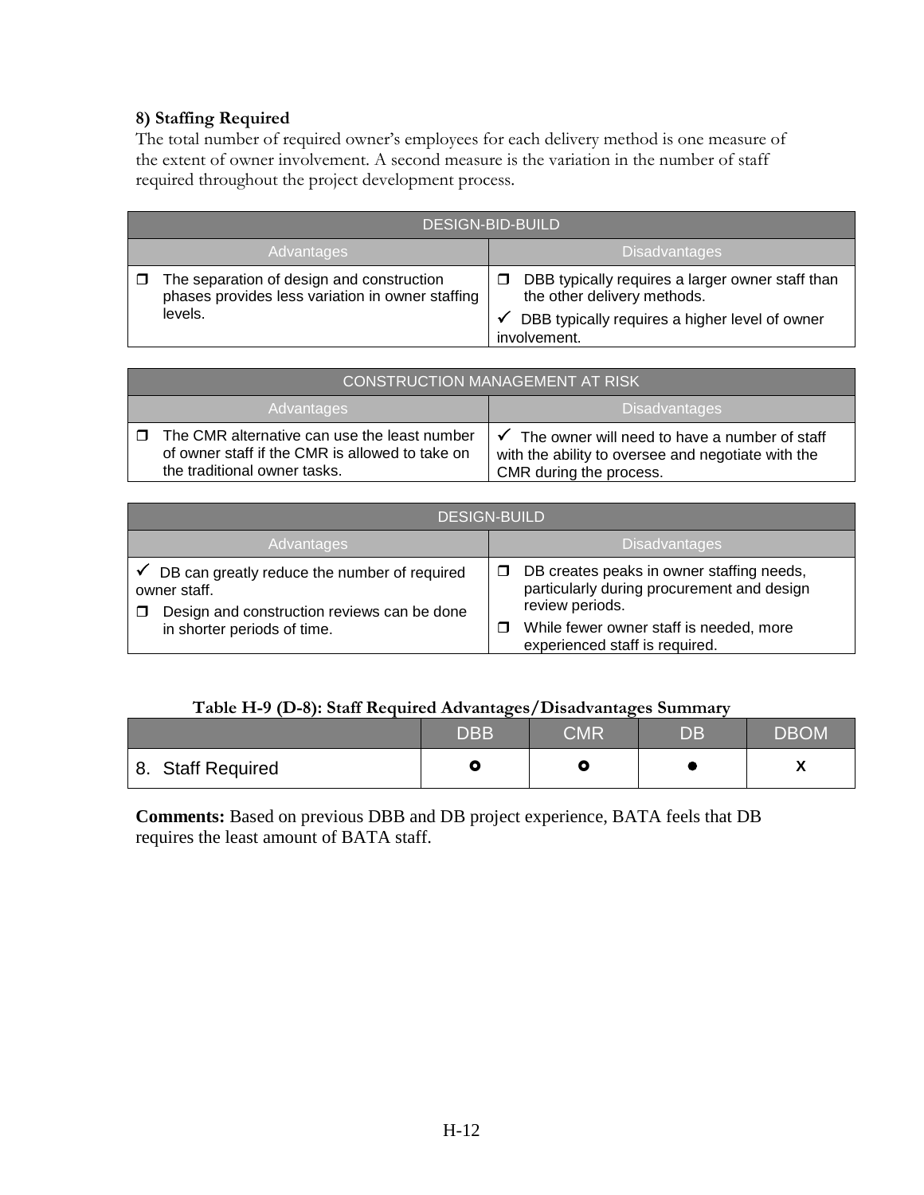### 8) Staffing Required

The total number of required owner's employees for each delivery method is one measure of the extent of owner involvement. A second measure is the variation in the number of staff required throughout the project development process.

| DESIGN-BID-BUILD | |
|---|---|
| Advantages | Disadvantages |
| ❒ The separation of design and construction phases provides less variation in owner staffing levels. | ❒ DBB typically requires a larger owner staff than the other delivery methods.<br>✓ DBB typically requires a higher level of owner involvement. |

| CONSTRUCTION MANAGEMENT AT RISK | |
|---|---|
| Advantages | Disadvantages |
| ❒ The CMR alternative can use the least number of owner staff if the CMR is allowed to take on the traditional owner tasks. | ✓ The owner will need to have a number of staff with the ability to oversee and negotiate with the CMR during the process. |

| DESIGN-BUILD | |
|---|---|
| Advantages | Disadvantages |
| ✓ DB can greatly reduce the number of required owner staff.<br>❒ Design and construction reviews can be done in shorter periods of time. | ❒ DB creates peaks in owner staffing needs, particularly during procurement and design review periods.<br>❒ While fewer owner staff is needed, more experienced staff is required. |

**Table H-9 (D-8): Staff Required Advantages/Disadvantages Summary**

| | DBB | CMR | DB | DBOM |
|---|---|---|---|---|
| 8. Staff Required | ○ | ○ | ● | X |

**Comments:** Based on previous DBB and DB project experience, BATA feels that DB requires the least amount of BATA staff.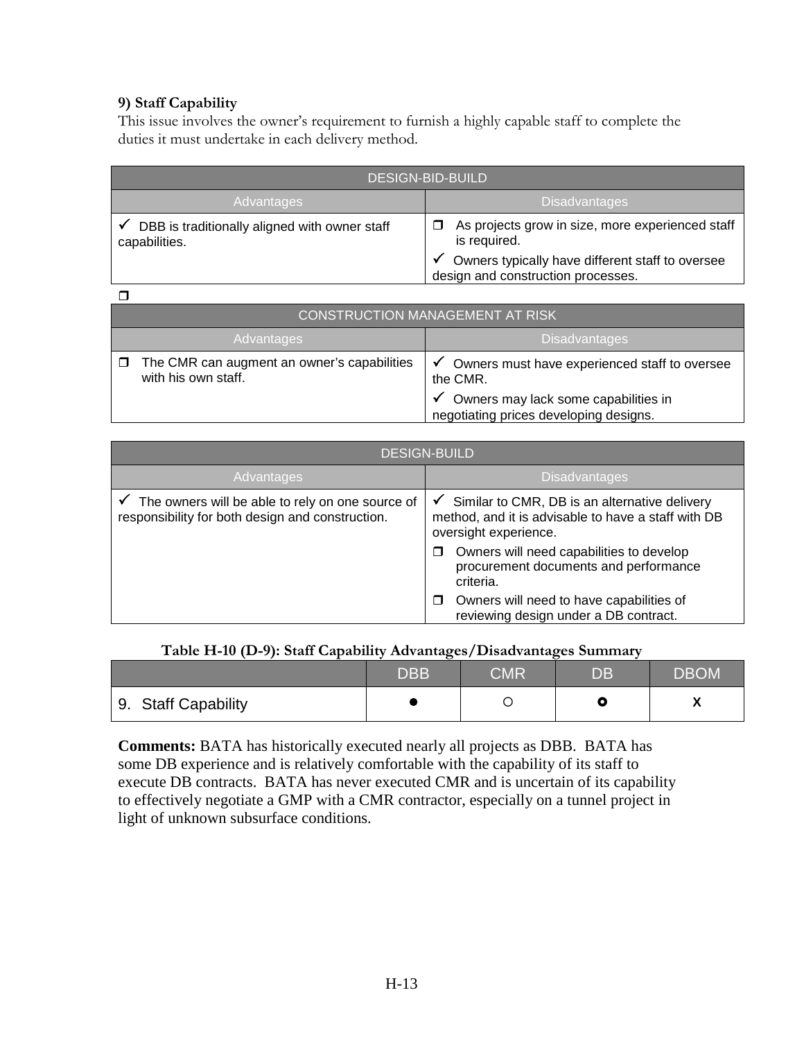**9) Staff Capability**

This issue involves the owner's requirement to furnish a highly capable staff to complete the duties it must undertake in each delivery method.

| DESIGN-BID-BUILD | |
|---|---|
| **Advantages** | **Disadvantages** |
| ✓ DBB is traditionally aligned with owner staff capabilities. | ❐ As projects grow in size, more experienced staff is required.<br>✓ Owners typically have different staff to oversee design and construction processes. |

❐

| CONSTRUCTION MANAGEMENT AT RISK | |
|---|---|
| **Advantages** | **Disadvantages** |
| ❐ The CMR can augment an owner's capabilities with his own staff. | ✓ Owners must have experienced staff to oversee the CMR.<br>✓ Owners may lack some capabilities in negotiating prices developing designs. |

| DESIGN-BUILD | |
|---|---|
| **Advantages** | **Disadvantages** |
| ✓ The owners will be able to rely on one source of responsibility for both design and construction. | ✓ Similar to CMR, DB is an alternative delivery method, and it is advisable to have a staff with DB oversight experience.<br>❐ Owners will need capabilities to develop procurement documents and performance criteria.<br>❐ Owners will need to have capabilities of reviewing design under a DB contract. |

**Table H-10 (D-9): Staff Capability Advantages/Disadvantages Summary**

| | DBB | CMR | DB | DBOM |
|---|---|---|---|---|
| 9. Staff Capability | ● | ○ | ◉ | X |

**Comments:** BATA has historically executed nearly all projects as DBB. BATA has some DB experience and is relatively comfortable with the capability of its staff to execute DB contracts. BATA has never executed CMR and is uncertain of its capability to effectively negotiate a GMP with a CMR contractor, especially on a tunnel project in light of unknown subsurface conditions.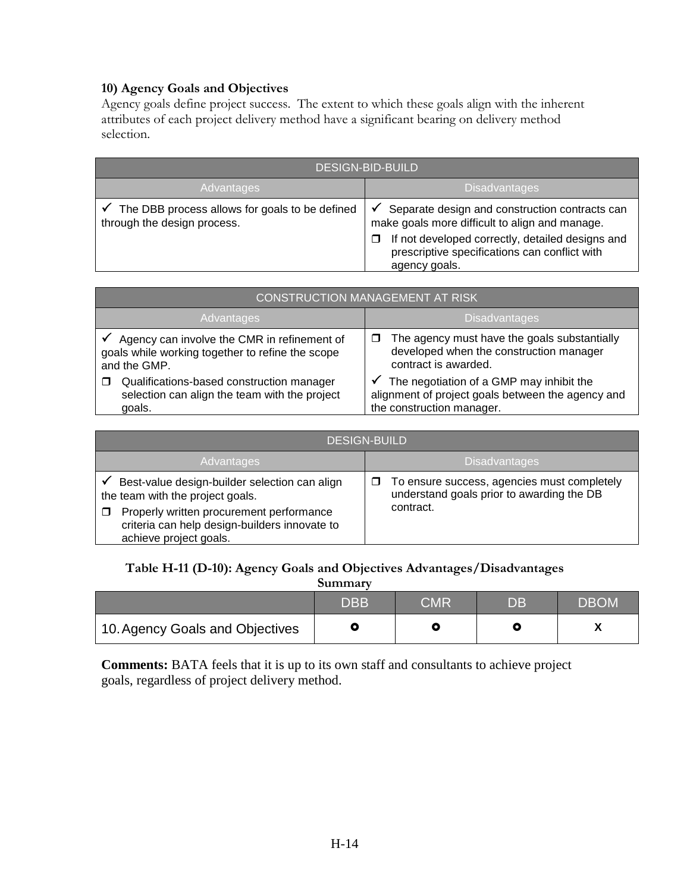**10) Agency Goals and Objectives**

Agency goals define project success. The extent to which these goals align with the inherent attributes of each project delivery method have a significant bearing on delivery method selection.

| DESIGN-BID-BUILD | |
|---|---|
| Advantages | Disadvantages |
| ✓ The DBB process allows for goals to be defined through the design process. | ✓ Separate design and construction contracts can make goals more difficult to align and manage.<br>❒ If not developed correctly, detailed designs and prescriptive specifications can conflict with agency goals. |

| CONSTRUCTION MANAGEMENT AT RISK | |
|---|---|
| Advantages | Disadvantages |
| ✓ Agency can involve the CMR in refinement of goals while working together to refine the scope and the GMP.<br>❒ Qualifications-based construction manager selection can align the team with the project goals. | ❒ The agency must have the goals substantially developed when the construction manager contract is awarded.<br>✓ The negotiation of a GMP may inhibit the alignment of project goals between the agency and the construction manager. |

| DESIGN-BUILD | |
|---|---|
| Advantages | Disadvantages |
| ✓ Best-value design-builder selection can align the team with the project goals.<br>❒ Properly written procurement performance criteria can help design-builders innovate to achieve project goals. | ❒ To ensure success, agencies must completely understand goals prior to awarding the DB contract. |

**Table H-11 (D-10): Agency Goals and Objectives Advantages/Disadvantages Summary**

| | DBB | CMR | DB | DBOM |
|---|---|---|---|---|
| 10. Agency Goals and Objectives | ● | ● | ● | X |

**Comments:** BATA feels that it is up to its own staff and consultants to achieve project goals, regardless of project delivery method.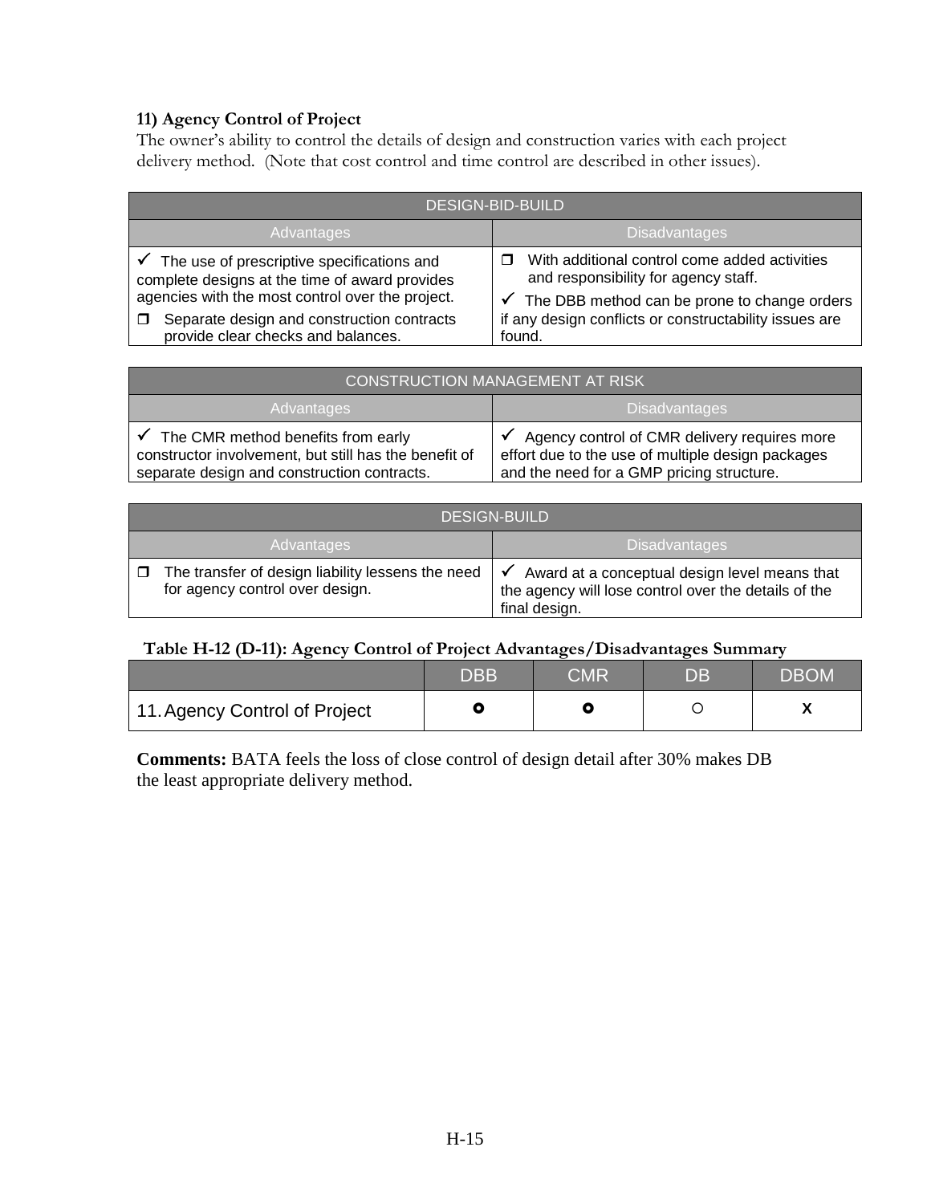### 11) Agency Control of Project

The owner's ability to control the details of design and construction varies with each project delivery method. (Note that cost control and time control are described in other issues).

| DESIGN-BID-BUILD | |
|---|---|
| Advantages | Disadvantages |
| ✓ The use of prescriptive specifications and complete designs at the time of award provides agencies with the most control over the project.<br>❐ Separate design and construction contracts provide clear checks and balances. | ❐ With additional control come added activities and responsibility for agency staff.<br>✓ The DBB method can be prone to change orders if any design conflicts or constructability issues are found. |

| CONSTRUCTION MANAGEMENT AT RISK | |
|---|---|
| Advantages | Disadvantages |
| ✓ The CMR method benefits from early constructor involvement, but still has the benefit of separate design and construction contracts. | ✓ Agency control of CMR delivery requires more effort due to the use of multiple design packages and the need for a GMP pricing structure. |

| DESIGN-BUILD | |
|---|---|
| Advantages | Disadvantages |
| ❐ The transfer of design liability lessens the need for agency control over design. | ✓ Award at a conceptual design level means that the agency will lose control over the details of the final design. |

**Table H-12 (D-11): Agency Control of Project Advantages/Disadvantages Summary**

| | DBB | CMR | DB | DBOM |
|---|---|---|---|---|
| 11. Agency Control of Project | ⊙ | ⊙ | ○ | X |

**Comments:** BATA feels the loss of close control of design detail after 30% makes DB the least appropriate delivery method.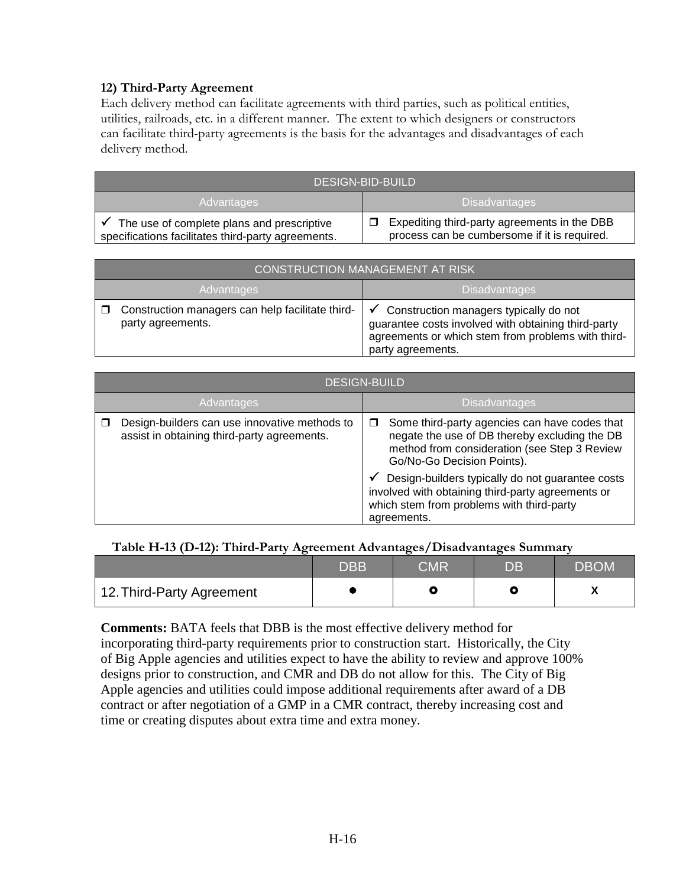### 12) Third-Party Agreement

Each delivery method can facilitate agreements with third parties, such as political entities, utilities, railroads, etc. in a different manner. The extent to which designers or constructors can facilitate third-party agreements is the basis for the advantages and disadvantages of each delivery method.

| DESIGN-BID-BUILD | |
|---|---|
| **Advantages** | **Disadvantages** |
| ✓ The use of complete plans and prescriptive specifications facilitates third-party agreements. | ❒ Expediting third-party agreements in the DBB process can be cumbersome if it is required. |

| CONSTRUCTION MANAGEMENT AT RISK | |
|---|---|
| **Advantages** | **Disadvantages** |
| ❒ Construction managers can help facilitate third-party agreements. | ✓ Construction managers typically do not guarantee costs involved with obtaining third-party agreements or which stem from problems with third-party agreements. |

| DESIGN-BUILD | |
|---|---|
| **Advantages** | **Disadvantages** |
| ❒ Design-builders can use innovative methods to assist in obtaining third-party agreements. | ❒ Some third-party agencies can have codes that negate the use of DB thereby excluding the DB method from consideration (see Step 3 Review Go/No-Go Decision Points).<br>✓ Design-builders typically do not guarantee costs involved with obtaining third-party agreements or which stem from problems with third-party agreements. |

**Table H-13 (D-12): Third-Party Agreement Advantages/Disadvantages Summary**

| | DBB | CMR | DB | DBOM |
|---|---|---|---|---|
| 12. Third-Party Agreement | ● | ○ | ○ | X |

**Comments:** BATA feels that DBB is the most effective delivery method for incorporating third-party requirements prior to construction start. Historically, the City of Big Apple agencies and utilities expect to have the ability to review and approve 100% designs prior to construction, and CMR and DB do not allow for this. The City of Big Apple agencies and utilities could impose additional requirements after award of a DB contract or after negotiation of a GMP in a CMR contract, thereby increasing cost and time or creating disputes about extra time and extra money.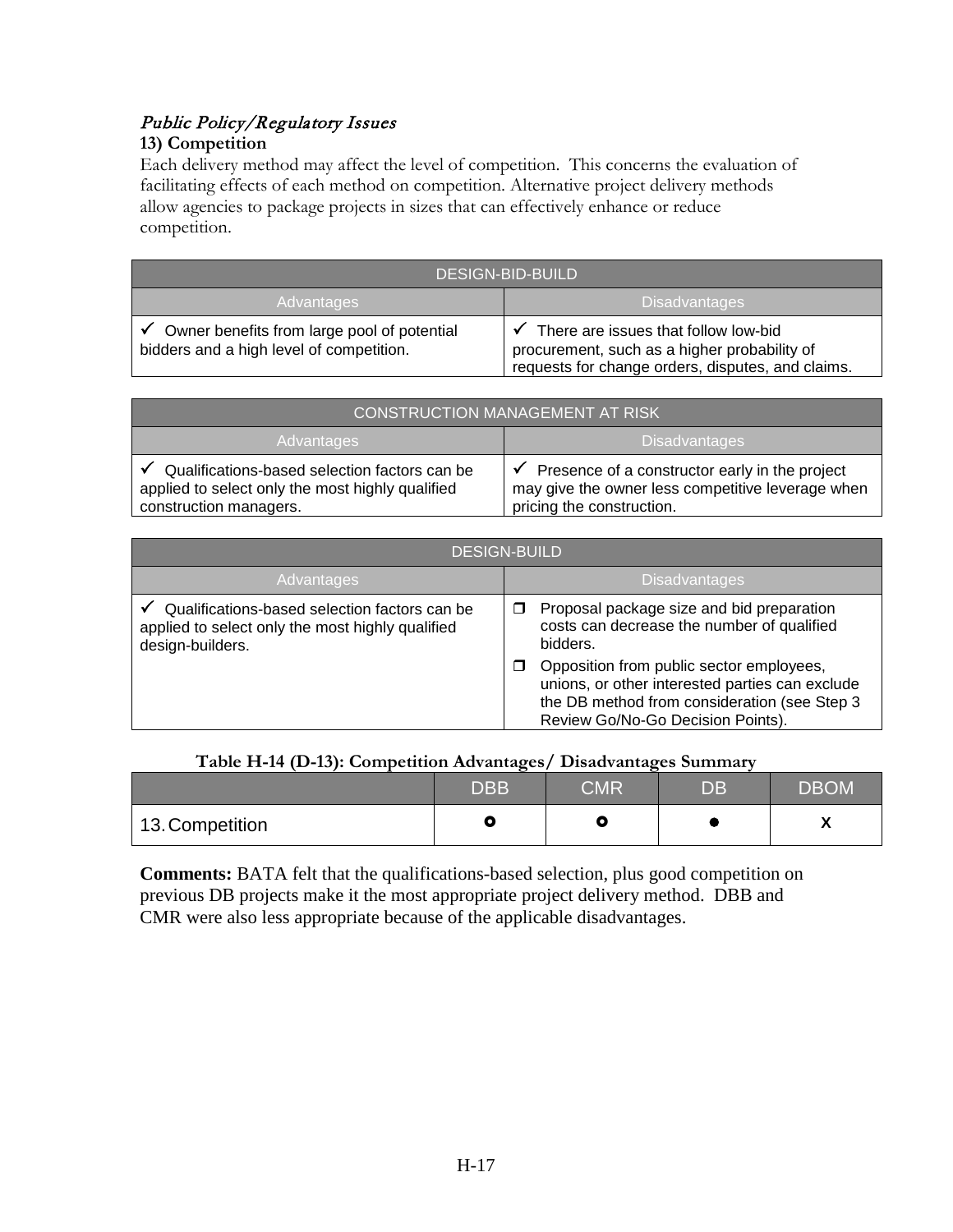*Public Policy/Regulatory Issues*

**13) Competition**

Each delivery method may affect the level of competition. This concerns the evaluation of facilitating effects of each method on competition. Alternative project delivery methods allow agencies to package projects in sizes that can effectively enhance or reduce competition.

| DESIGN-BID-BUILD | |
|---|---|
| Advantages | Disadvantages |
| ✓ Owner benefits from large pool of potential bidders and a high level of competition. | ✓ There are issues that follow low-bid procurement, such as a higher probability of requests for change orders, disputes, and claims. |

| CONSTRUCTION MANAGEMENT AT RISK | |
|---|---|
| Advantages | Disadvantages |
| ✓ Qualifications-based selection factors can be applied to select only the most highly qualified construction managers. | ✓ Presence of a constructor early in the project may give the owner less competitive leverage when pricing the construction. |

| DESIGN-BUILD | |
|---|---|
| Advantages | Disadvantages |
| ✓ Qualifications-based selection factors can be applied to select only the most highly qualified design-builders. | ❒ Proposal package size and bid preparation costs can decrease the number of qualified bidders.<br>❒ Opposition from public sector employees, unions, or other interested parties can exclude the DB method from consideration (see Step 3 Review Go/No-Go Decision Points). |

**Table H-14 (D-13): Competition Advantages/ Disadvantages Summary**

| | DBB | CMR | DB | DBOM |
|---|---|---|---|---|
| 13. Competition | ⭘ | ⭘ | ● | X |

**Comments:** BATA felt that the qualifications-based selection, plus good competition on previous DB projects make it the most appropriate project delivery method. DBB and CMR were also less appropriate because of the applicable disadvantages.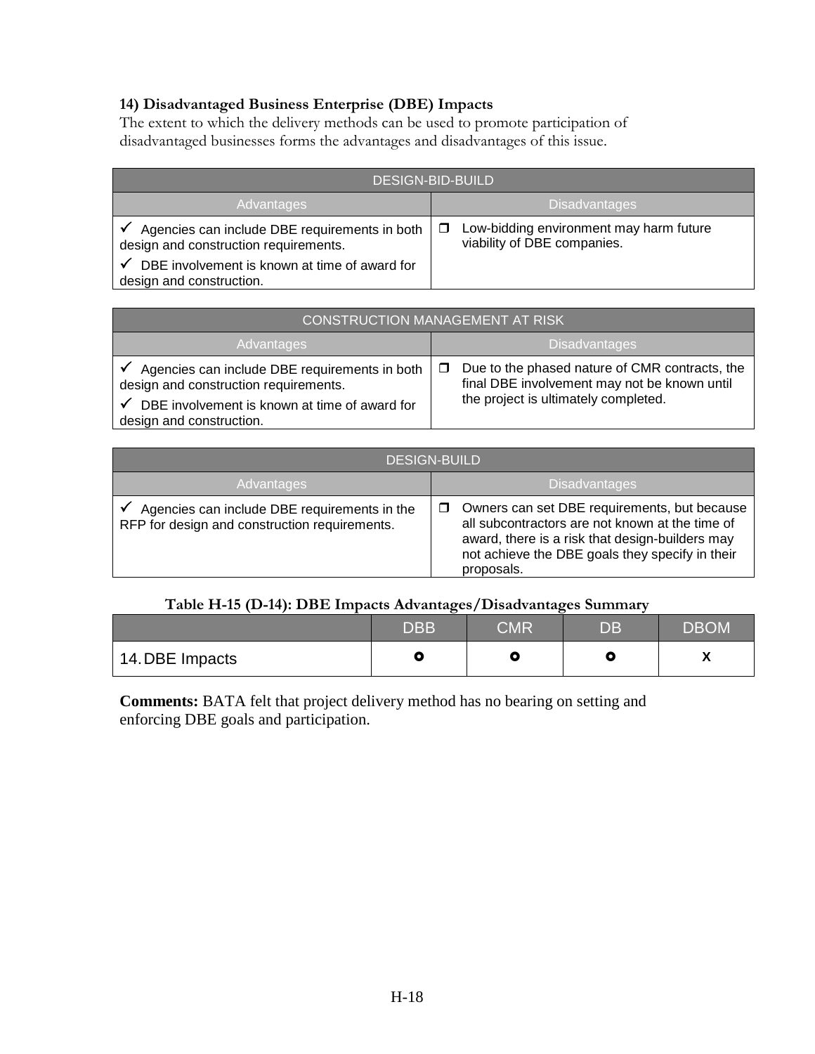### 14) Disadvantaged Business Enterprise (DBE) Impacts

The extent to which the delivery methods can be used to promote participation of disadvantaged businesses forms the advantages and disadvantages of this issue.

| DESIGN-BID-BUILD | |
|---|---|
| **Advantages** | **Disadvantages** |
| ✓ Agencies can include DBE requirements in both design and construction requirements.<br>✓ DBE involvement is known at time of award for design and construction. | ❒ Low-bidding environment may harm future viability of DBE companies. |

| CONSTRUCTION MANAGEMENT AT RISK | |
|---|---|
| **Advantages** | **Disadvantages** |
| ✓ Agencies can include DBE requirements in both design and construction requirements.<br>✓ DBE involvement is known at time of award for design and construction. | ❒ Due to the phased nature of CMR contracts, the final DBE involvement may not be known until the project is ultimately completed. |

| DESIGN-BUILD | |
|---|---|
| **Advantages** | **Disadvantages** |
| ✓ Agencies can include DBE requirements in the RFP for design and construction requirements. | ❒ Owners can set DBE requirements, but because all subcontractors are not known at the time of award, there is a risk that design-builders may not achieve the DBE goals they specify in their proposals. |

**Table H-15 (D-14): DBE Impacts Advantages/Disadvantages Summary**

| | DBB | CMR | DB | DBOM |
|---|---|---|---|---|
| 14. DBE Impacts | ⭘ | ⭘ | ⭘ | X |

**Comments:** BATA felt that project delivery method has no bearing on setting and enforcing DBE goals and participation.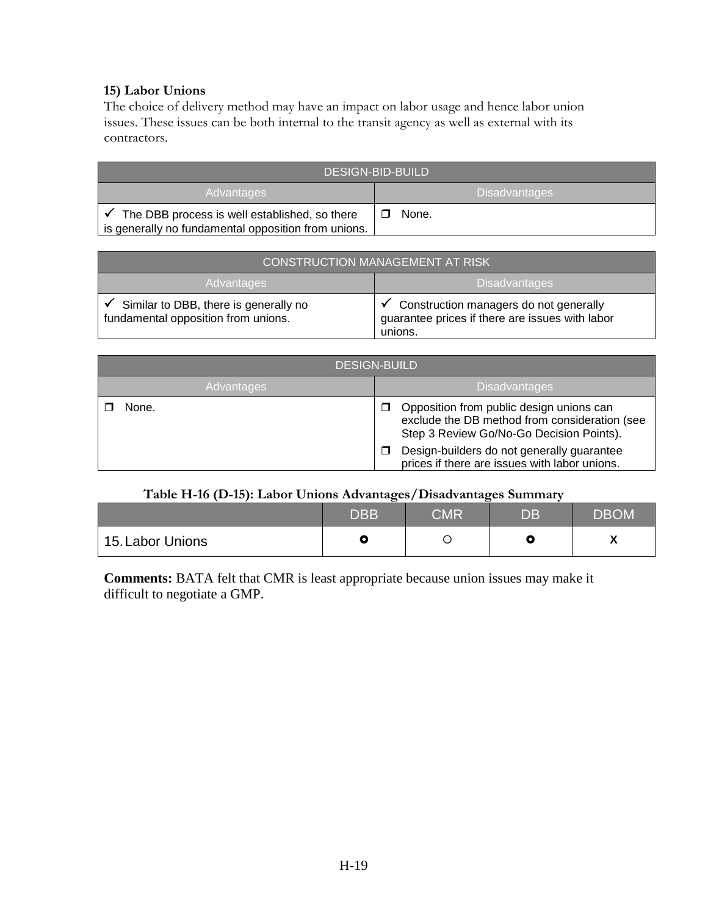### 15) Labor Unions

The choice of delivery method may have an impact on labor usage and hence labor union issues. These issues can be both internal to the transit agency as well as external with its contractors.

| DESIGN-BID-BUILD | |
|---|---|
| Advantages | Disadvantages |
| ✓ The DBB process is well established, so there is generally no fundamental opposition from unions. | ❒ None. |

| CONSTRUCTION MANAGEMENT AT RISK | |
|---|---|
| Advantages | Disadvantages |
| ✓ Similar to DBB, there is generally no fundamental opposition from unions. | ✓ Construction managers do not generally guarantee prices if there are issues with labor unions. |

| DESIGN-BUILD | |
|---|---|
| Advantages | Disadvantages |
| ❒ None. | ❒ Opposition from public design unions can exclude the DB method from consideration (see Step 3 Review Go/No-Go Decision Points).<br>❒ Design-builders do not generally guarantee prices if there are issues with labor unions. |

**Table H-16 (D-15): Labor Unions Advantages/Disadvantages Summary**

| | DBB | CMR | DB | DBOM |
|---|---|---|---|---|
| 15. Labor Unions | ◘ | ○ | ◘ | X |

**Comments:** BATA felt that CMR is least appropriate because union issues may make it difficult to negotiate a GMP.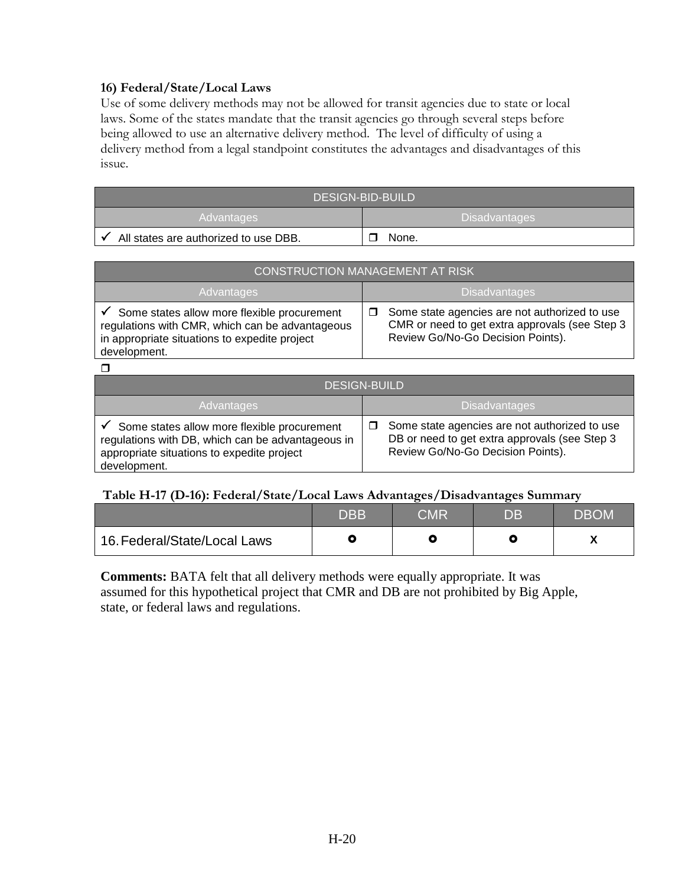### 16) Federal/State/Local Laws

Use of some delivery methods may not be allowed for transit agencies due to state or local laws. Some of the states mandate that the transit agencies go through several steps before being allowed to use an alternative delivery method. The level of difficulty of using a delivery method from a legal standpoint constitutes the advantages and disadvantages of this issue.

| DESIGN-BID-BUILD | |
|---|---|
| Advantages | Disadvantages |
| ✓ All states are authorized to use DBB. | ❒ None. |

| CONSTRUCTION MANAGEMENT AT RISK | |
|---|---|
| Advantages | Disadvantages |
| ✓ Some states allow more flexible procurement regulations with CMR, which can be advantageous in appropriate situations to expedite project development. | ❒ Some state agencies are not authorized to use CMR or need to get extra approvals (see Step 3 Review Go/No-Go Decision Points). |

❒

| DESIGN-BUILD | |
|---|---|
| Advantages | Disadvantages |
| ✓ Some states allow more flexible procurement regulations with DB, which can be advantageous in appropriate situations to expedite project development. | ❒ Some state agencies are not authorized to use DB or need to get extra approvals (see Step 3 Review Go/No-Go Decision Points). |

**Table H-17 (D-16): Federal/State/Local Laws Advantages/Disadvantages Summary**

| | DBB | CMR | DB | DBOM |
|---|---|---|---|---|
| 16. Federal/State/Local Laws | ⭘ | ⭘ | ⭘ | X |

**Comments:** BATA felt that all delivery methods were equally appropriate. It was assumed for this hypothetical project that CMR and DB are not prohibited by Big Apple, state, or federal laws and regulations.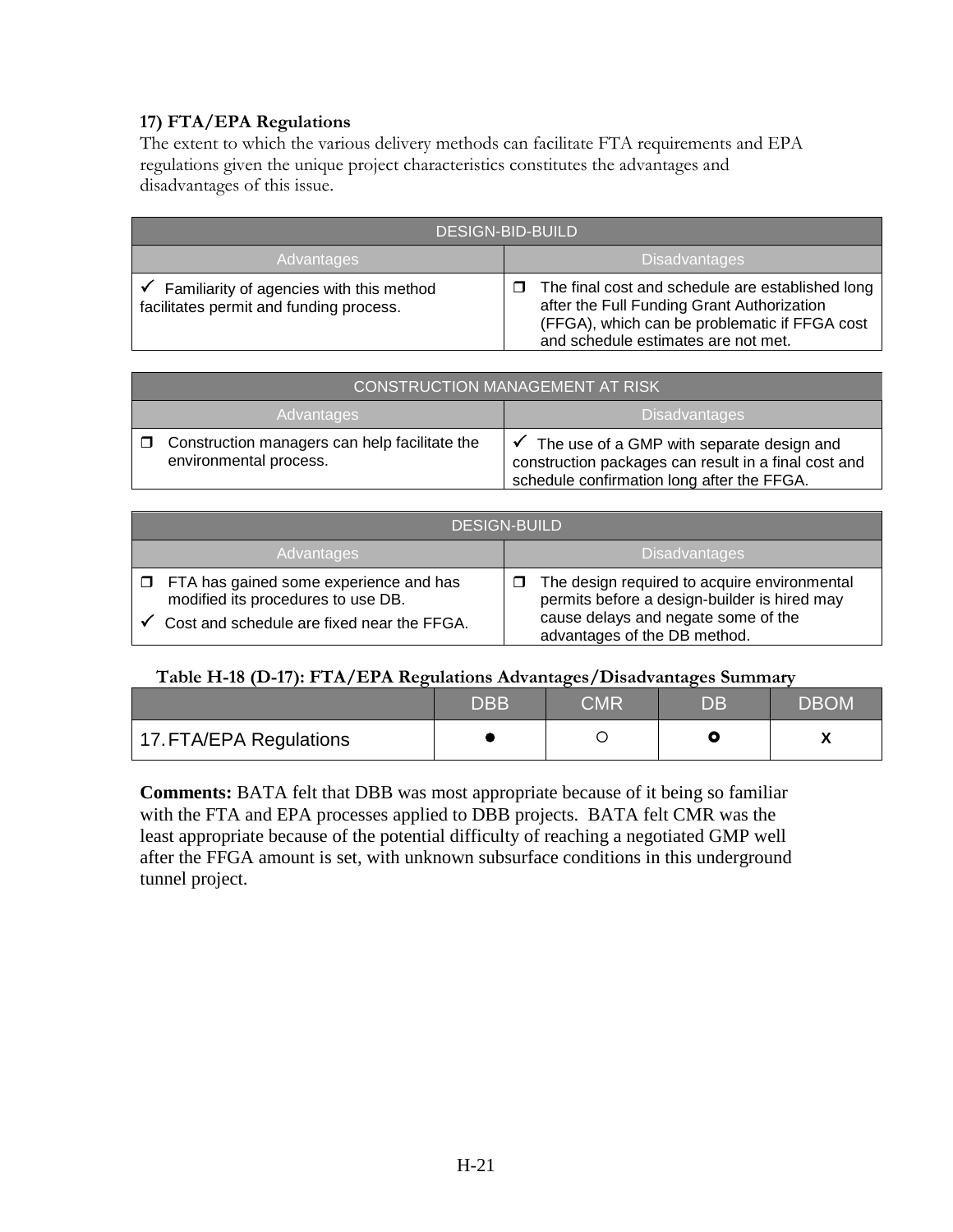**17) FTA/EPA Regulations**

The extent to which the various delivery methods can facilitate FTA requirements and EPA regulations given the unique project characteristics constitutes the advantages and disadvantages of this issue.

| DESIGN-BID-BUILD | |
|---|---|
| **Advantages** | **Disadvantages** |
| ✓ Familiarity of agencies with this method facilitates permit and funding process. | ❒ The final cost and schedule are established long after the Full Funding Grant Authorization (FFGA), which can be problematic if FFGA cost and schedule estimates are not met. |

| CONSTRUCTION MANAGEMENT AT RISK | |
|---|---|
| **Advantages** | **Disadvantages** |
| ❒ Construction managers can help facilitate the environmental process. | ✓ The use of a GMP with separate design and construction packages can result in a final cost and schedule confirmation long after the FFGA. |

| DESIGN-BUILD | |
|---|---|
| **Advantages** | **Disadvantages** |
| ❒ FTA has gained some experience and has modified its procedures to use DB.<br>✓ Cost and schedule are fixed near the FFGA. | ❒ The design required to acquire environmental permits before a design-builder is hired may cause delays and negate some of the advantages of the DB method. |

**Table H-18 (D-17): FTA/EPA Regulations Advantages/Disadvantages Summary**

| | DBB | CMR | DB | DBOM |
|---|---|---|---|---|
| 17. FTA/EPA Regulations | ● | ○ | ◉ | X |

**Comments:** BATA felt that DBB was most appropriate because of it being so familiar with the FTA and EPA processes applied to DBB projects. BATA felt CMR was the least appropriate because of the potential difficulty of reaching a negotiated GMP well after the FFGA amount is set, with unknown subsurface conditions in this underground tunnel project.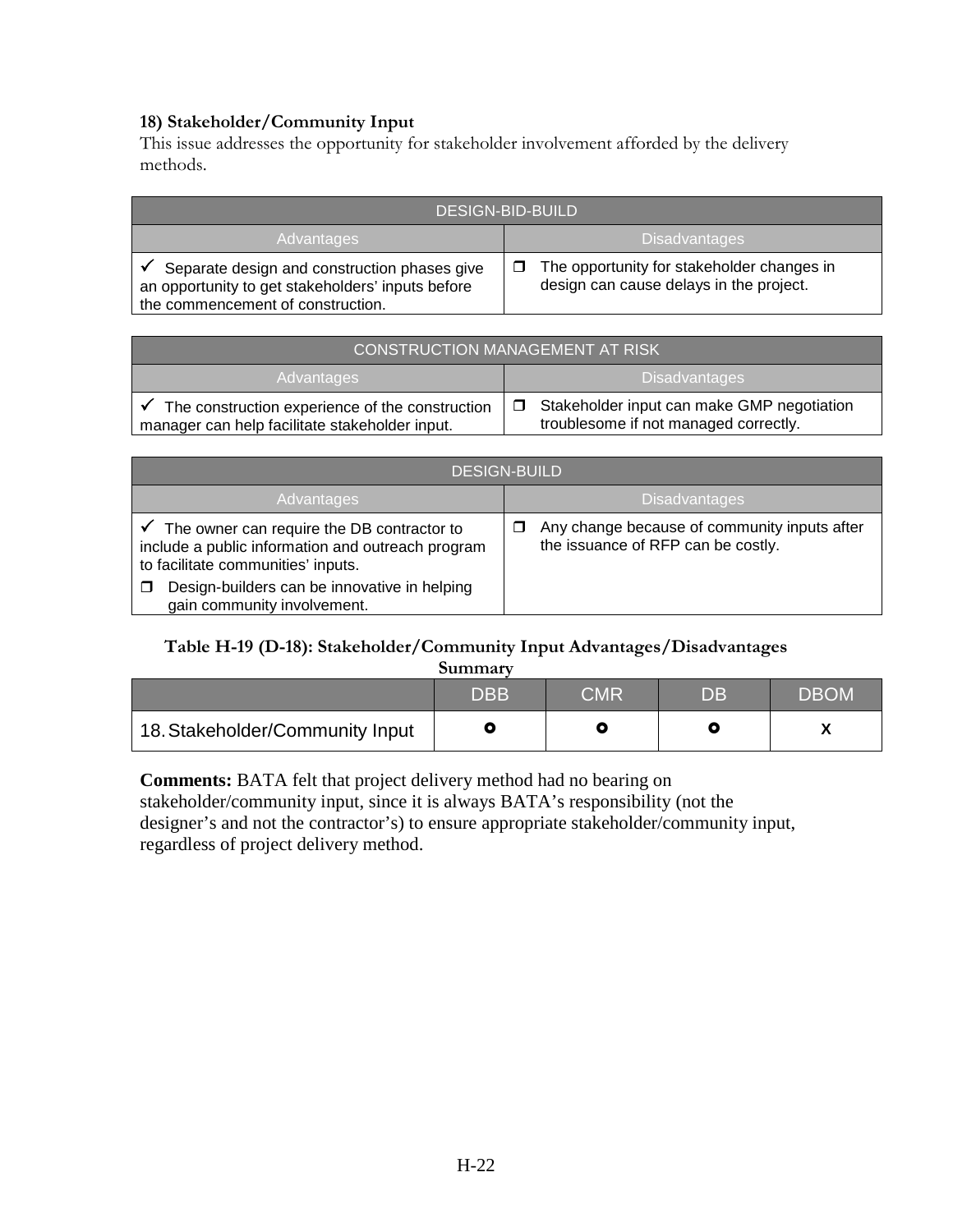**18) Stakeholder/Community Input**

This issue addresses the opportunity for stakeholder involvement afforded by the delivery methods.

| DESIGN-BID-BUILD | |
|---|---|
| Advantages | Disadvantages |
| ✓ Separate design and construction phases give an opportunity to get stakeholders' inputs before the commencement of construction. | ❒ The opportunity for stakeholder changes in design can cause delays in the project. |

| CONSTRUCTION MANAGEMENT AT RISK | |
|---|---|
| Advantages | Disadvantages |
| ✓ The construction experience of the construction manager can help facilitate stakeholder input. | ❒ Stakeholder input can make GMP negotiation troublesome if not managed correctly. |

| DESIGN-BUILD | |
|---|---|
| Advantages | Disadvantages |
| ✓ The owner can require the DB contractor to include a public information and outreach program to facilitate communities' inputs.<br>❒ Design-builders can be innovative in helping gain community involvement. | ❒ Any change because of community inputs after the issuance of RFP can be costly. |

**Table H-19 (D-18): Stakeholder/Community Input Advantages/Disadvantages Summary**

| | DBB | CMR | DB | DBOM |
|---|---|---|---|---|
| 18. Stakeholder/Community Input | ⭘ | ⭘ | ⭘ | X |

**Comments:** BATA felt that project delivery method had no bearing on stakeholder/community input, since it is always BATA's responsibility (not the designer's and not the contractor's) to ensure appropriate stakeholder/community input, regardless of project delivery method.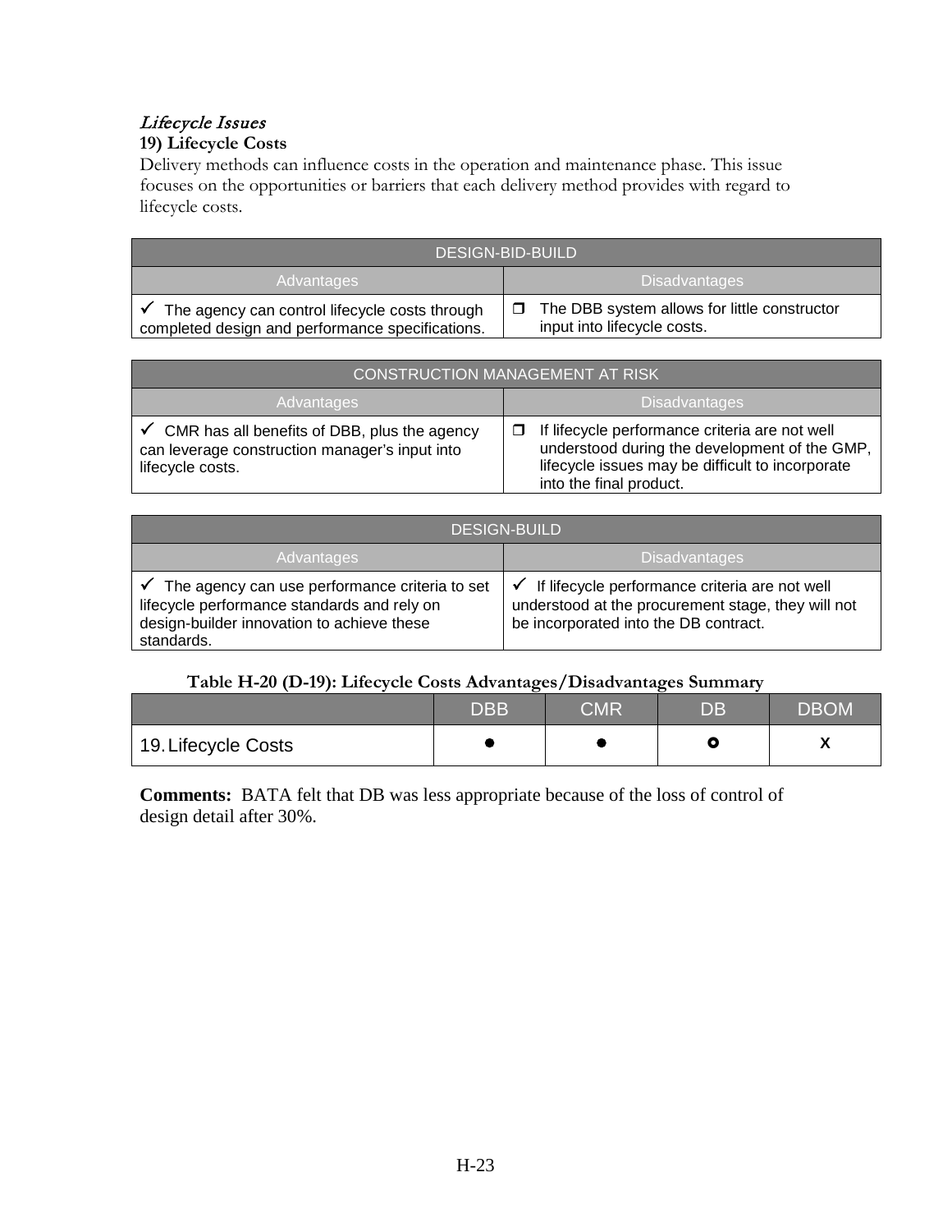*Lifecycle Issues*

**19) Lifecycle Costs**

Delivery methods can influence costs in the operation and maintenance phase. This issue focuses on the opportunities or barriers that each delivery method provides with regard to lifecycle costs.

| DESIGN-BID-BUILD | |
|---|---|
| Advantages | Disadvantages |
| ✓ The agency can control lifecycle costs through completed design and performance specifications. | ❒ The DBB system allows for little constructor input into lifecycle costs. |

| CONSTRUCTION MANAGEMENT AT RISK | |
|---|---|
| Advantages | Disadvantages |
| ✓ CMR has all benefits of DBB, plus the agency can leverage construction manager's input into lifecycle costs. | ❒ If lifecycle performance criteria are not well understood during the development of the GMP, lifecycle issues may be difficult to incorporate into the final product. |

| DESIGN-BUILD | |
|---|---|
| Advantages | Disadvantages |
| ✓ The agency can use performance criteria to set lifecycle performance standards and rely on design-builder innovation to achieve these standards. | ✓ If lifecycle performance criteria are not well understood at the procurement stage, they will not be incorporated into the DB contract. |

**Table H-20 (D-19): Lifecycle Costs Advantages/Disadvantages Summary**

| | DBB | CMR | DB | DBOM |
|---|---|---|---|---|
| 19. Lifecycle Costs | ● | ● | ○ | X |

**Comments:** BATA felt that DB was less appropriate because of the loss of control of design detail after 30%.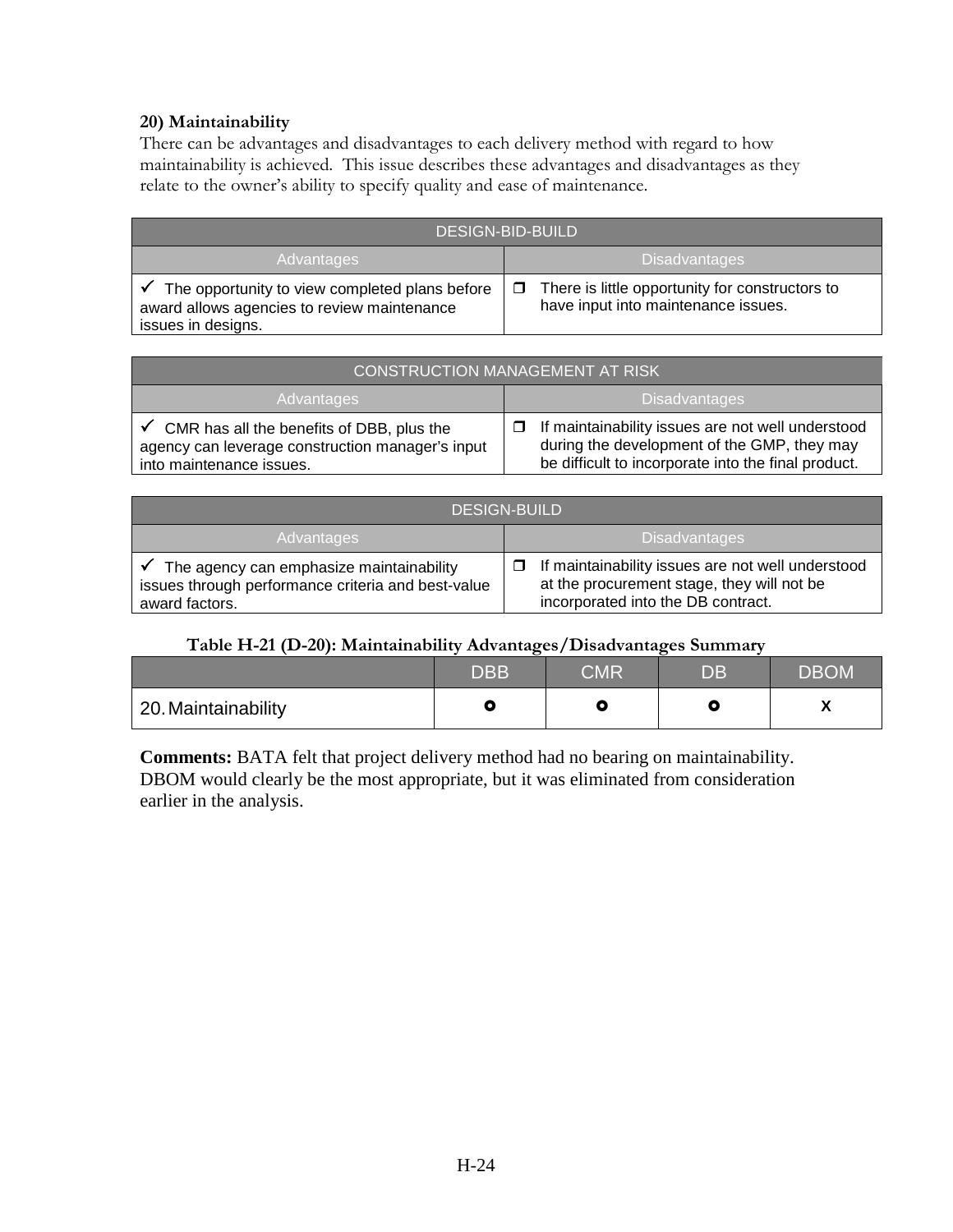**20) Maintainability**

There can be advantages and disadvantages to each delivery method with regard to how maintainability is achieved. This issue describes these advantages and disadvantages as they relate to the owner's ability to specify quality and ease of maintenance.

| DESIGN-BID-BUILD | |
|---|---|
| **Advantages** | **Disadvantages** |
| ✓ The opportunity to view completed plans before award allows agencies to review maintenance issues in designs. | ❒ There is little opportunity for constructors to have input into maintenance issues. |

| CONSTRUCTION MANAGEMENT AT RISK | |
|---|---|
| **Advantages** | **Disadvantages** |
| ✓ CMR has all the benefits of DBB, plus the agency can leverage construction manager's input into maintenance issues. | ❒ If maintainability issues are not well understood during the development of the GMP, they may be difficult to incorporate into the final product. |

| DESIGN-BUILD | |
|---|---|
| **Advantages** | **Disadvantages** |
| ✓ The agency can emphasize maintainability issues through performance criteria and best-value award factors. | ❒ If maintainability issues are not well understood at the procurement stage, they will not be incorporated into the DB contract. |

**Table H-21 (D-20): Maintainability Advantages/Disadvantages Summary**

| | DBB | CMR | DB | DBOM |
|---|---|---|---|---|
| 20. Maintainability | ○ | ○ | ○ | X |

**Comments:** BATA felt that project delivery method had no bearing on maintainability. DBOM would clearly be the most appropriate, but it was eliminated from consideration earlier in the analysis.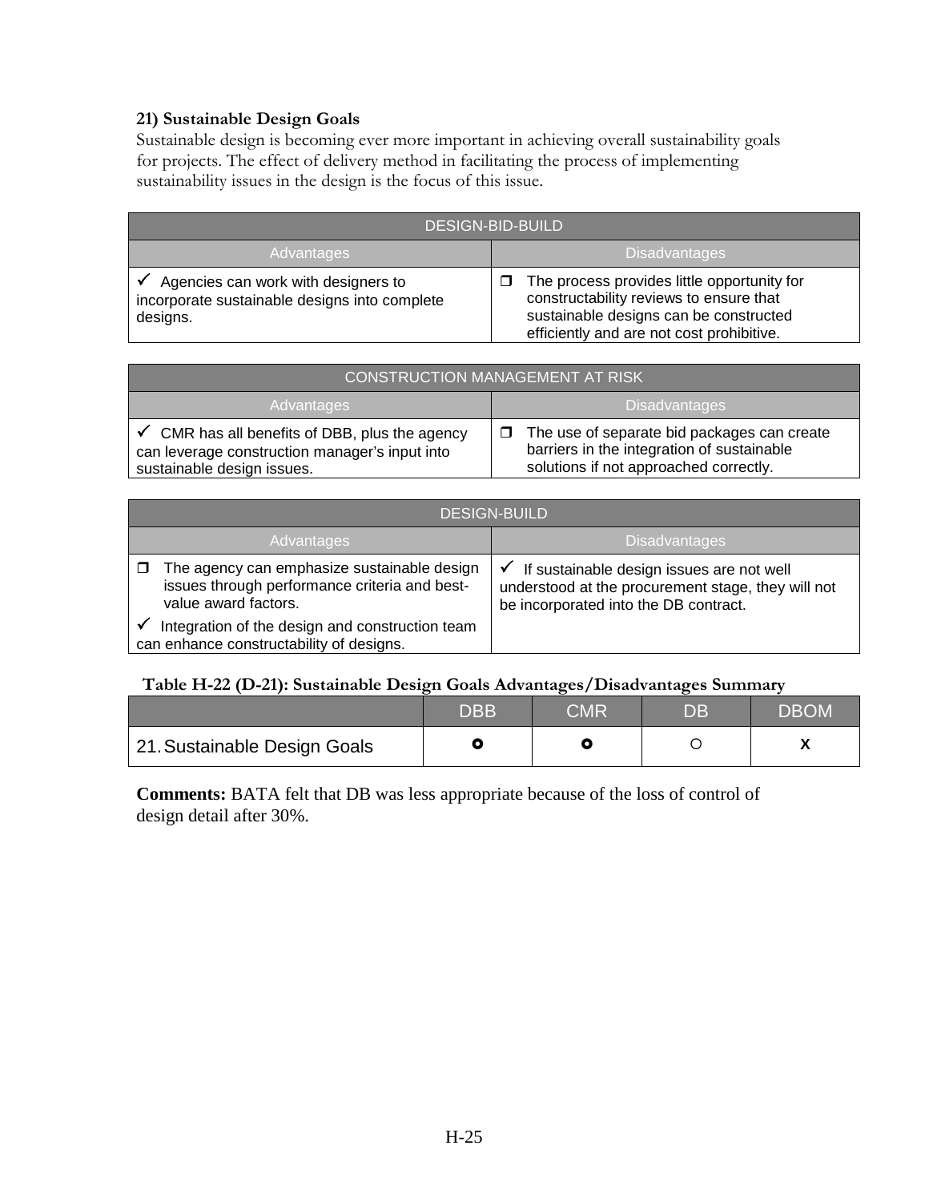### 21) Sustainable Design Goals

Sustainable design is becoming ever more important in achieving overall sustainability goals for projects. The effect of delivery method in facilitating the process of implementing sustainability issues in the design is the focus of this issue.

| DESIGN-BID-BUILD | |
|---|---|
| Advantages | Disadvantages |
| ✓ Agencies can work with designers to incorporate sustainable designs into complete designs. | ❐ The process provides little opportunity for constructability reviews to ensure that sustainable designs can be constructed efficiently and are not cost prohibitive. |

| CONSTRUCTION MANAGEMENT AT RISK | |
|---|---|
| Advantages | Disadvantages |
| ✓ CMR has all benefits of DBB, plus the agency can leverage construction manager's input into sustainable design issues. | ❐ The use of separate bid packages can create barriers in the integration of sustainable solutions if not approached correctly. |

| DESIGN-BUILD | |
|---|---|
| Advantages | Disadvantages |
| ❐ The agency can emphasize sustainable design issues through performance criteria and best-value award factors.<br>✓ Integration of the design and construction team can enhance constructability of designs. | ✓ If sustainable design issues are not well understood at the procurement stage, they will not be incorporated into the DB contract. |

**Table H-22 (D-21): Sustainable Design Goals Advantages/Disadvantages Summary**

| | DBB | CMR | DB | DBOM |
|---|---|---|---|---|
| 21. Sustainable Design Goals | ⊙ | ⊙ | ○ | X |

**Comments:** BATA felt that DB was less appropriate because of the loss of control of design detail after 30%.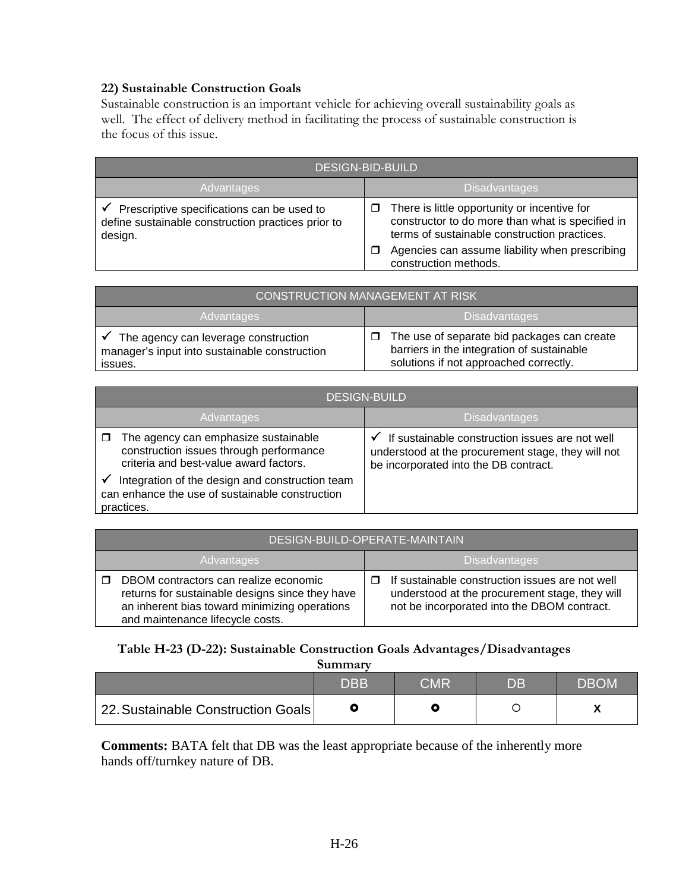**22) Sustainable Construction Goals**

Sustainable construction is an important vehicle for achieving overall sustainability goals as well. The effect of delivery method in facilitating the process of sustainable construction is the focus of this issue.

| DESIGN-BID-BUILD | |
|---|---|
| Advantages | Disadvantages |
| ✓ Prescriptive specifications can be used to define sustainable construction practices prior to design. | ❒ There is little opportunity or incentive for constructor to do more than what is specified in terms of sustainable construction practices.<br>❒ Agencies can assume liability when prescribing construction methods. |

| CONSTRUCTION MANAGEMENT AT RISK | |
|---|---|
| Advantages | Disadvantages |
| ✓ The agency can leverage construction manager's input into sustainable construction issues. | ❒ The use of separate bid packages can create barriers in the integration of sustainable solutions if not approached correctly. |

| DESIGN-BUILD | |
|---|---|
| Advantages | Disadvantages |
| ❒ The agency can emphasize sustainable construction issues through performance criteria and best-value award factors.<br>✓ Integration of the design and construction team can enhance the use of sustainable construction practices. | ✓ If sustainable construction issues are not well understood at the procurement stage, they will not be incorporated into the DB contract. |

| DESIGN-BUILD-OPERATE-MAINTAIN | |
|---|---|
| Advantages | Disadvantages |
| ❒ DBOM contractors can realize economic returns for sustainable designs since they have an inherent bias toward minimizing operations and maintenance lifecycle costs. | ❒ If sustainable construction issues are not well understood at the procurement stage, they will not be incorporated into the DBOM contract. |

**Table H-23 (D-22): Sustainable Construction Goals Advantages/Disadvantages Summary**

| | DBB | CMR | DB | DBOM |
|---|---|---|---|---|
| 22. Sustainable Construction Goals | ⭘ (bold) | ⭘ (bold) | ○ | X |

**Comments:** BATA felt that DB was the least appropriate because of the inherently more hands off/turnkey nature of DB.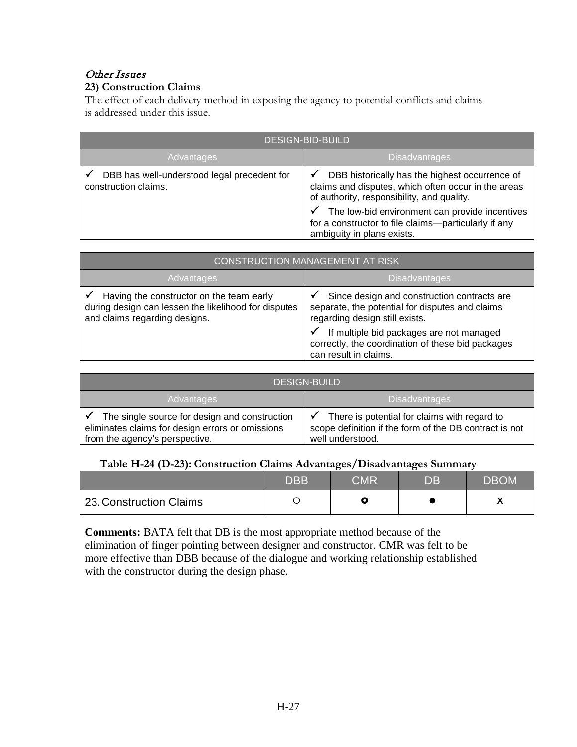*Other Issues*

**23) Construction Claims**

The effect of each delivery method in exposing the agency to potential conflicts and claims is addressed under this issue.

| DESIGN-BID-BUILD | |
|---|---|
| **Advantages** | **Disadvantages** |
| ✓ DBB has well-understood legal precedent for construction claims. | ✓ DBB historically has the highest occurrence of claims and disputes, which often occur in the areas of authority, responsibility, and quality.<br>✓ The low-bid environment can provide incentives for a constructor to file claims—particularly if any ambiguity in plans exists. |

| CONSTRUCTION MANAGEMENT AT RISK | |
|---|---|
| **Advantages** | **Disadvantages** |
| ✓ Having the constructor on the team early during design can lessen the likelihood for disputes and claims regarding designs. | ✓ Since design and construction contracts are separate, the potential for disputes and claims regarding design still exists.<br>✓ If multiple bid packages are not managed correctly, the coordination of these bid packages can result in claims. |

| DESIGN-BUILD | |
|---|---|
| **Advantages** | **Disadvantages** |
| ✓ The single source for design and construction eliminates claims for design errors or omissions from the agency's perspective. | ✓ There is potential for claims with regard to scope definition if the form of the DB contract is not well understood. |

**Table H-24 (D-23): Construction Claims Advantages/Disadvantages Summary**

| | DBB | CMR | DB | DBOM |
|---|---|---|---|---|
| 23. Construction Claims | ○ | ◉ | ● | X |

**Comments:** BATA felt that DB is the most appropriate method because of the elimination of finger pointing between designer and constructor. CMR was felt to be more effective than DBB because of the dialogue and working relationship established with the constructor during the design phase.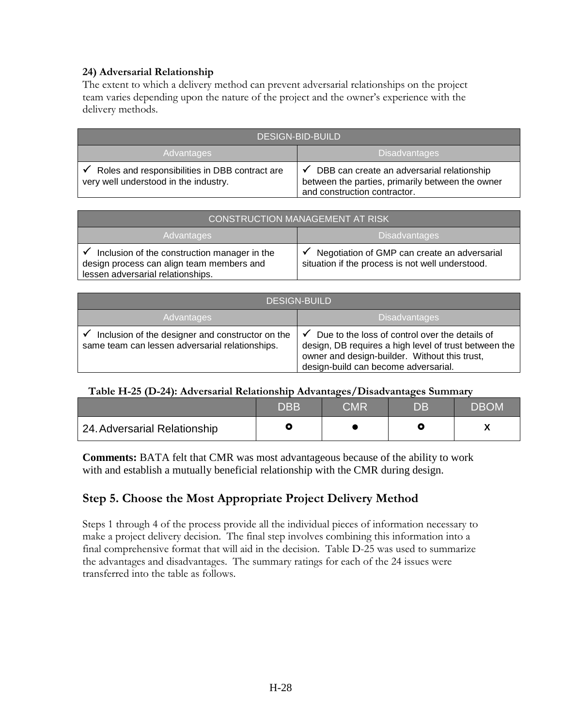**24) Adversarial Relationship**

The extent to which a delivery method can prevent adversarial relationships on the project team varies depending upon the nature of the project and the owner's experience with the delivery methods.

| DESIGN-BID-BUILD | |
|---|---|
| Advantages | Disadvantages |
| ✓ Roles and responsibilities in DBB contract are very well understood in the industry. | ✓ DBB can create an adversarial relationship between the parties, primarily between the owner and construction contractor. |

| CONSTRUCTION MANAGEMENT AT RISK | |
|---|---|
| Advantages | Disadvantages |
| ✓ Inclusion of the construction manager in the design process can align team members and lessen adversarial relationships. | ✓ Negotiation of GMP can create an adversarial situation if the process is not well understood. |

| DESIGN-BUILD | |
|---|---|
| Advantages | Disadvantages |
| ✓ Inclusion of the designer and constructor on the same team can lessen adversarial relationships. | ✓ Due to the loss of control over the details of design, DB requires a high level of trust between the owner and design-builder. Without this trust, design-build can become adversarial. |

**Table H-25 (D-24): Adversarial Relationship Advantages/Disadvantages Summary**

| | DBB | CMR | DB | DBOM |
|---|---|---|---|---|
| 24. Adversarial Relationship | ○ | ● | ○ | X |

**Comments:** BATA felt that CMR was most advantageous because of the ability to work with and establish a mutually beneficial relationship with the CMR during design.

## Step 5. Choose the Most Appropriate Project Delivery Method

Steps 1 through 4 of the process provide all the individual pieces of information necessary to make a project delivery decision. The final step involves combining this information into a final comprehensive format that will aid in the decision. Table D-25 was used to summarize the advantages and disadvantages. The summary ratings for each of the 24 issues were transferred into the table as follows.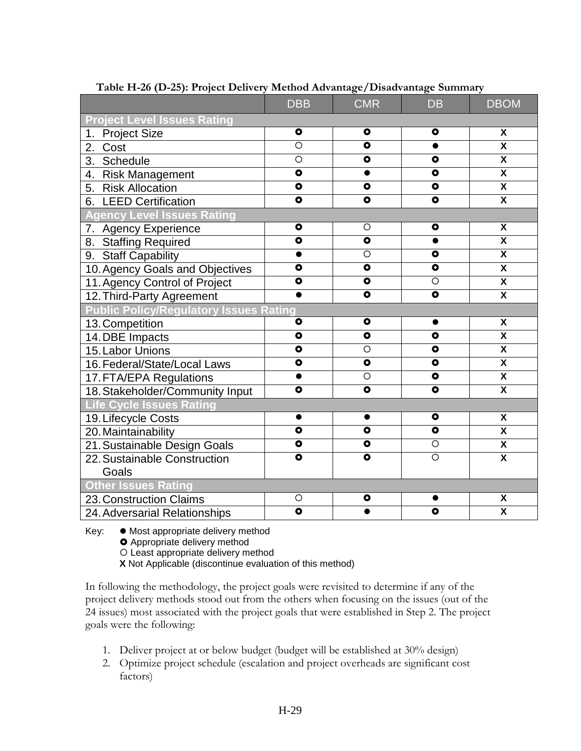**Table H-26 (D-25): Project Delivery Method Advantage/Disadvantage Summary**

| | DBB | CMR | DB | DBOM |
|---|---|---|---|---|
| **Project Level Issues Rating** | | | | |
| 1. Project Size | ⭘ | ⭘ | ⭘ | X |
| 2. Cost | ○ | ⭘ | ● | X |
| 3. Schedule | ○ | ⭘ | ⭘ | X |
| 4. Risk Management | ⭘ | ● | ⭘ | X |
| 5. Risk Allocation | ⭘ | ⭘ | ⭘ | X |
| 6. LEED Certification | ⭘ | ⭘ | ⭘ | X |
| **Agency Level Issues Rating** | | | | |
| 7. Agency Experience | ⭘ | ○ | ⭘ | X |
| 8. Staffing Required | ⭘ | ⭘ | ● | X |
| 9. Staff Capability | ● | ○ | ⭘ | X |
| 10. Agency Goals and Objectives | ⭘ | ⭘ | ⭘ | X |
| 11. Agency Control of Project | ⭘ | ⭘ | ○ | X |
| 12. Third-Party Agreement | ● | ⭘ | ⭘ | X |
| **Public Policy/Regulatory Issues Rating** | | | | |
| 13. Competition | ⭘ | ⭘ | ● | X |
| 14. DBE Impacts | ⭘ | ⭘ | ⭘ | X |
| 15. Labor Unions | ⭘ | ○ | ⭘ | X |
| 16. Federal/State/Local Laws | ⭘ | ⭘ | ⭘ | X |
| 17. FTA/EPA Regulations | ● | ○ | ⭘ | X |
| 18. Stakeholder/Community Input | ⭘ | ⭘ | ⭘ | X |
| **Life Cycle Issues Rating** | | | | |
| 19. Lifecycle Costs | ● | ● | ⭘ | X |
| 20. Maintainability | ⭘ | ⭘ | ⭘ | X |
| 21. Sustainable Design Goals | ⭘ | ⭘ | ○ | X |
| 22. Sustainable Construction Goals | ⭘ | ⭘ | ○ | X |
| **Other Issues Rating** | | | | |
| 23. Construction Claims | ○ | ⭘ | ● | X |
| 24. Adversarial Relationships | ⭘ | ● | ⭘ | X |

Key:
- ● Most appropriate delivery method
- ⭘ Appropriate delivery method
- ○ Least appropriate delivery method
- **X** Not Applicable (discontinue evaluation of this method)

In following the methodology, the project goals were revisited to determine if any of the project delivery methods stood out from the others when focusing on the issues (out of the 24 issues) most associated with the project goals that were established in Step 2. The project goals were the following:

1. Deliver project at or below budget (budget will be established at 30% design)
2. Optimize project schedule (escalation and project overheads are significant cost factors)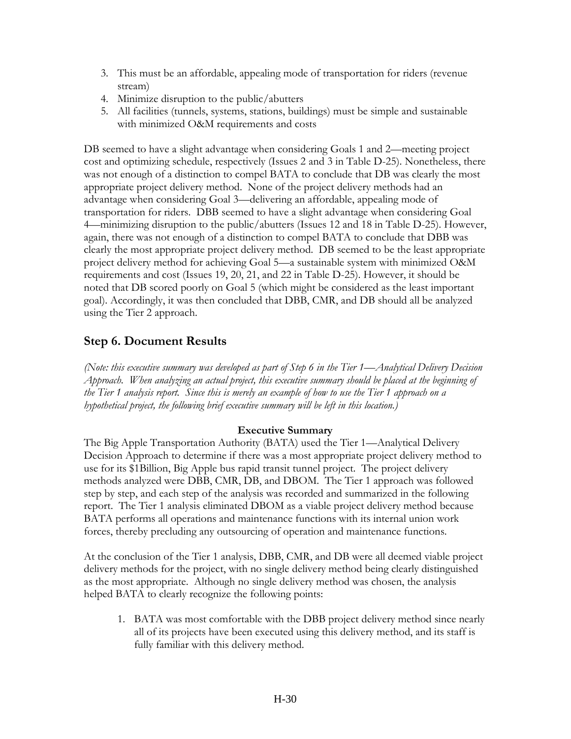3. This must be an affordable, appealing mode of transportation for riders (revenue stream)
4. Minimize disruption to the public/abutters
5. All facilities (tunnels, systems, stations, buildings) must be simple and sustainable with minimized O&M requirements and costs

DB seemed to have a slight advantage when considering Goals 1 and 2—meeting project cost and optimizing schedule, respectively (Issues 2 and 3 in Table D-25). Nonetheless, there was not enough of a distinction to compel BATA to conclude that DB was clearly the most appropriate project delivery method. None of the project delivery methods had an advantage when considering Goal 3—delivering an affordable, appealing mode of transportation for riders. DBB seemed to have a slight advantage when considering Goal 4—minimizing disruption to the public/abutters (Issues 12 and 18 in Table D-25). However, again, there was not enough of a distinction to compel BATA to conclude that DBB was clearly the most appropriate project delivery method. DB seemed to be the least appropriate project delivery method for achieving Goal 5—a sustainable system with minimized O&M requirements and cost (Issues 19, 20, 21, and 22 in Table D-25). However, it should be noted that DB scored poorly on Goal 5 (which might be considered as the least important goal). Accordingly, it was then concluded that DBB, CMR, and DB should all be analyzed using the Tier 2 approach.

## Step 6. Document Results

*(Note: this executive summary was developed as part of Step 6 in the Tier 1—Analytical Delivery Decision Approach. When analyzing an actual project, this executive summary should be placed at the beginning of the Tier 1 analysis report. Since this is merely an example of how to use the Tier 1 approach on a hypothetical project, the following brief executive summary will be left in this location.)*

**Executive Summary**

The Big Apple Transportation Authority (BATA) used the Tier 1—Analytical Delivery Decision Approach to determine if there was a most appropriate project delivery method to use for its $1Billion, Big Apple bus rapid transit tunnel project. The project delivery methods analyzed were DBB, CMR, DB, and DBOM. The Tier 1 approach was followed step by step, and each step of the analysis was recorded and summarized in the following report. The Tier 1 analysis eliminated DBOM as a viable project delivery method because BATA performs all operations and maintenance functions with its internal union work forces, thereby precluding any outsourcing of operation and maintenance functions.

At the conclusion of the Tier 1 analysis, DBB, CMR, and DB were all deemed viable project delivery methods for the project, with no single delivery method being clearly distinguished as the most appropriate. Although no single delivery method was chosen, the analysis helped BATA to clearly recognize the following points:

1. BATA was most comfortable with the DBB project delivery method since nearly all of its projects have been executed using this delivery method, and its staff is fully familiar with this delivery method.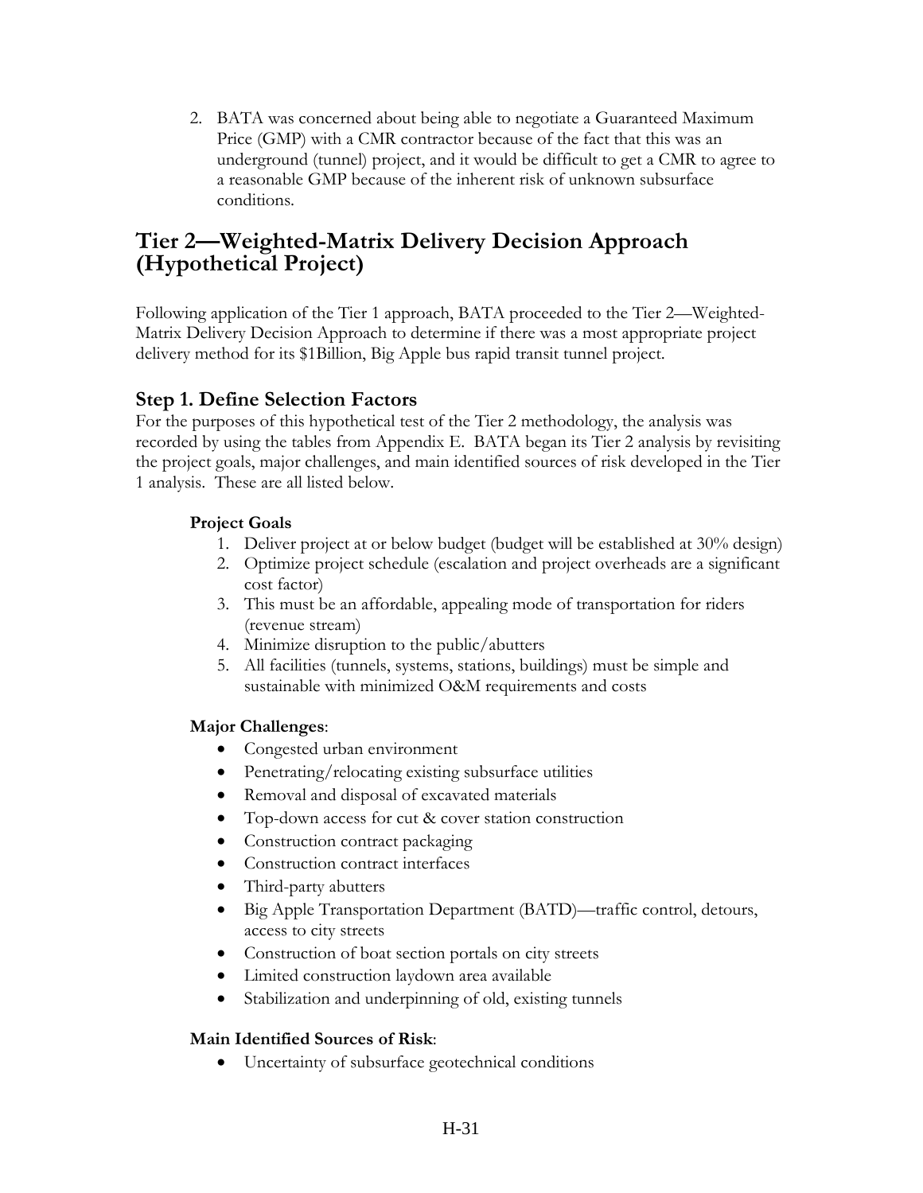2. BATA was concerned about being able to negotiate a Guaranteed Maximum Price (GMP) with a CMR contractor because of the fact that this was an underground (tunnel) project, and it would be difficult to get a CMR to agree to a reasonable GMP because of the inherent risk of unknown subsurface conditions.

# Tier 2—Weighted-Matrix Delivery Decision Approach (Hypothetical Project)

Following application of the Tier 1 approach, BATA proceeded to the Tier 2—Weighted-Matrix Delivery Decision Approach to determine if there was a most appropriate project delivery method for its $1Billion, Big Apple bus rapid transit tunnel project.

## Step 1. Define Selection Factors

For the purposes of this hypothetical test of the Tier 2 methodology, the analysis was recorded by using the tables from Appendix E. BATA began its Tier 2 analysis by revisiting the project goals, major challenges, and main identified sources of risk developed in the Tier 1 analysis. These are all listed below.

**Project Goals**

1. Deliver project at or below budget (budget will be established at 30% design)
2. Optimize project schedule (escalation and project overheads are a significant cost factor)
3. This must be an affordable, appealing mode of transportation for riders (revenue stream)
4. Minimize disruption to the public/abutters
5. All facilities (tunnels, systems, stations, buildings) must be simple and sustainable with minimized O&M requirements and costs

**Major Challenges**:

- Congested urban environment
- Penetrating/relocating existing subsurface utilities
- Removal and disposal of excavated materials
- Top-down access for cut & cover station construction
- Construction contract packaging
- Construction contract interfaces
- Third-party abutters
- Big Apple Transportation Department (BATD)—traffic control, detours, access to city streets
- Construction of boat section portals on city streets
- Limited construction laydown area available
- Stabilization and underpinning of old, existing tunnels

**Main Identified Sources of Risk**:

- Uncertainty of subsurface geotechnical conditions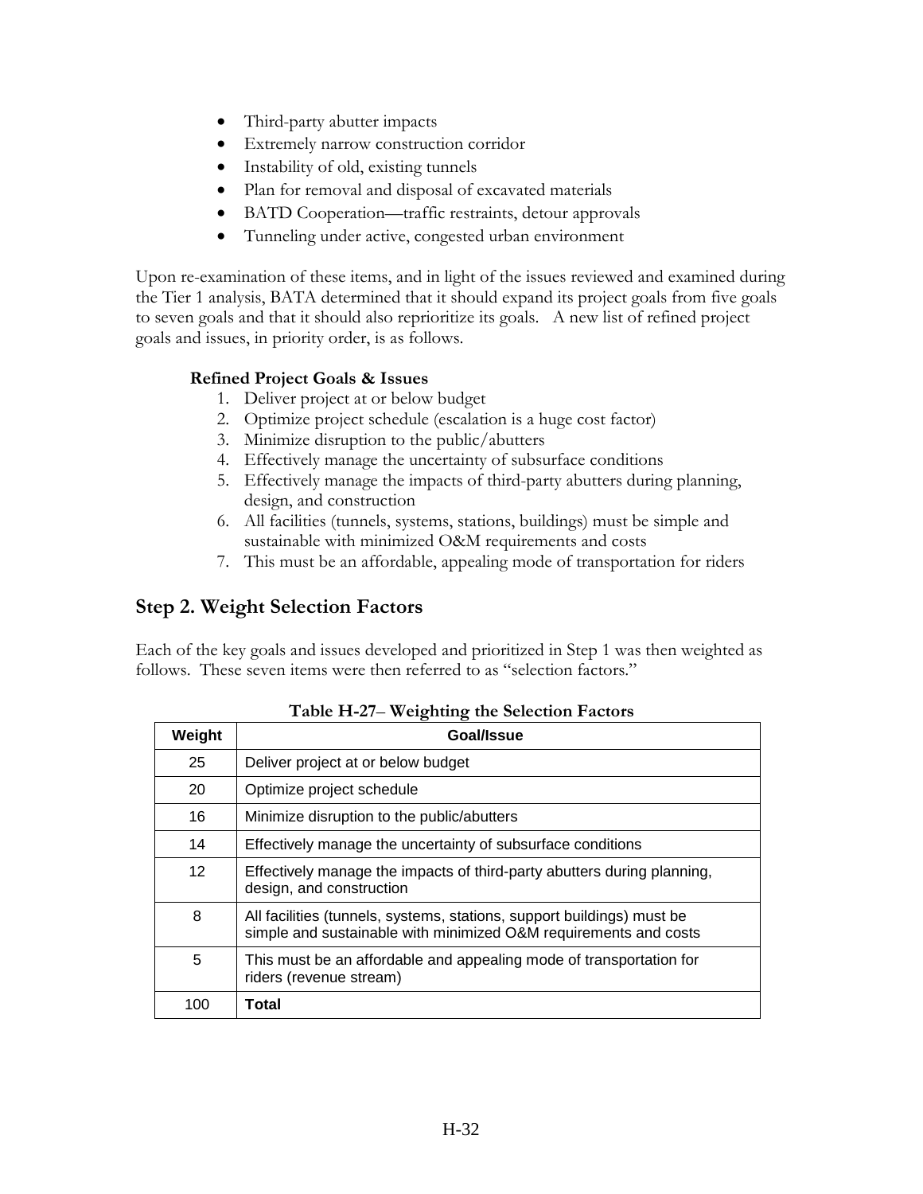- Third-party abutter impacts
- Extremely narrow construction corridor
- Instability of old, existing tunnels
- Plan for removal and disposal of excavated materials
- BATD Cooperation—traffic restraints, detour approvals
- Tunneling under active, congested urban environment

Upon re-examination of these items, and in light of the issues reviewed and examined during the Tier 1 analysis, BATA determined that it should expand its project goals from five goals to seven goals and that it should also reprioritize its goals. A new list of refined project goals and issues, in priority order, is as follows.

**Refined Project Goals & Issues**

1. Deliver project at or below budget
2. Optimize project schedule (escalation is a huge cost factor)
3. Minimize disruption to the public/abutters
4. Effectively manage the uncertainty of subsurface conditions
5. Effectively manage the impacts of third-party abutters during planning, design, and construction
6. All facilities (tunnels, systems, stations, buildings) must be simple and sustainable with minimized O&M requirements and costs
7. This must be an affordable, appealing mode of transportation for riders

## Step 2. Weight Selection Factors

Each of the key goals and issues developed and prioritized in Step 1 was then weighted as follows. These seven items were then referred to as "selection factors."

**Table H-27– Weighting the Selection Factors**

| Weight | Goal/Issue |
|---|---|
| 25 | Deliver project at or below budget |
| 20 | Optimize project schedule |
| 16 | Minimize disruption to the public/abutters |
| 14 | Effectively manage the uncertainty of subsurface conditions |
| 12 | Effectively manage the impacts of third-party abutters during planning, design, and construction |
| 8 | All facilities (tunnels, systems, stations, support buildings) must be simple and sustainable with minimized O&M requirements and costs |
| 5 | This must be an affordable and appealing mode of transportation for riders (revenue stream) |
| 100 | **Total** |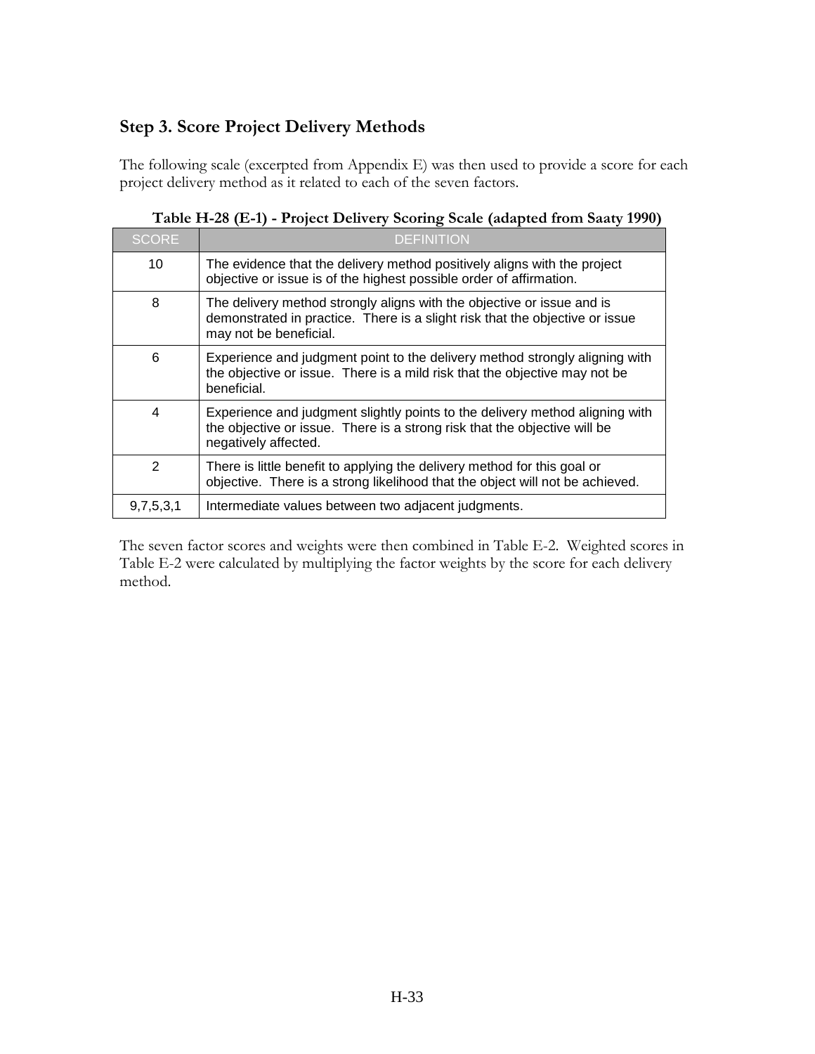## Step 3. Score Project Delivery Methods

The following scale (excerpted from Appendix E) was then used to provide a score for each project delivery method as it related to each of the seven factors.

**Table H-28 (E-1) - Project Delivery Scoring Scale (adapted from Saaty 1990)**

| SCORE | DEFINITION |
|---|---|
| 10 | The evidence that the delivery method positively aligns with the project objective or issue is of the highest possible order of affirmation. |
| 8 | The delivery method strongly aligns with the objective or issue and is demonstrated in practice. There is a slight risk that the objective or issue may not be beneficial. |
| 6 | Experience and judgment point to the delivery method strongly aligning with the objective or issue. There is a mild risk that the objective may not be beneficial. |
| 4 | Experience and judgment slightly points to the delivery method aligning with the objective or issue. There is a strong risk that the objective will be negatively affected. |
| 2 | There is little benefit to applying the delivery method for this goal or objective. There is a strong likelihood that the object will not be achieved. |
| 9,7,5,3,1 | Intermediate values between two adjacent judgments. |

The seven factor scores and weights were then combined in Table E-2. Weighted scores in Table E-2 were calculated by multiplying the factor weights by the score for each delivery method.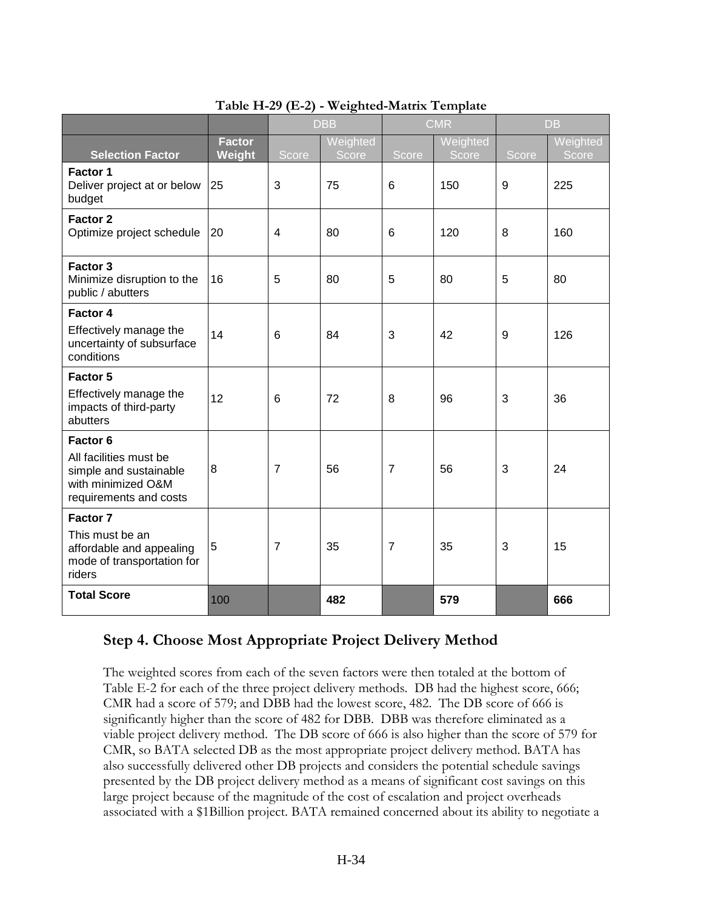**Table H-29 (E-2) - Weighted-Matrix Template**

| | | DBB | | CMR | | DB | |
|---|---|---|---|---|---|---|---|
| **Selection Factor** | **Factor Weight** | Score | Weighted Score | Score | Weighted Score | Score | Weighted Score |
| **Factor 1** Deliver project at or below budget | 25 | 3 | 75 | 6 | 150 | 9 | 225 |
| **Factor 2** Optimize project schedule | 20 | 4 | 80 | 6 | 120 | 8 | 160 |
| **Factor 3** Minimize disruption to the public / abutters | 16 | 5 | 80 | 5 | 80 | 5 | 80 |
| **Factor 4** Effectively manage the uncertainty of subsurface conditions | 14 | 6 | 84 | 3 | 42 | 9 | 126 |
| **Factor 5** Effectively manage the impacts of third-party abutters | 12 | 6 | 72 | 8 | 96 | 3 | 36 |
| **Factor 6** All facilities must be simple and sustainable with minimized O&M requirements and costs | 8 | 7 | 56 | 7 | 56 | 3 | 24 |
| **Factor 7** This must be an affordable and appealing mode of transportation for riders | 5 | 7 | 35 | 7 | 35 | 3 | 15 |
| **Total Score** | 100 | | **482** | | **579** | | **666** |

## Step 4. Choose Most Appropriate Project Delivery Method

The weighted scores from each of the seven factors were then totaled at the bottom of Table E-2 for each of the three project delivery methods. DB had the highest score, 666; CMR had a score of 579; and DBB had the lowest score, 482. The DB score of 666 is significantly higher than the score of 482 for DBB. DBB was therefore eliminated as a viable project delivery method. The DB score of 666 is also higher than the score of 579 for CMR, so BATA selected DB as the most appropriate project delivery method. BATA has also successfully delivered other DB projects and considers the potential schedule savings presented by the DB project delivery method as a means of significant cost savings on this large project because of the magnitude of the cost of escalation and project overheads associated with a $1Billion project. BATA remained concerned about its ability to negotiate a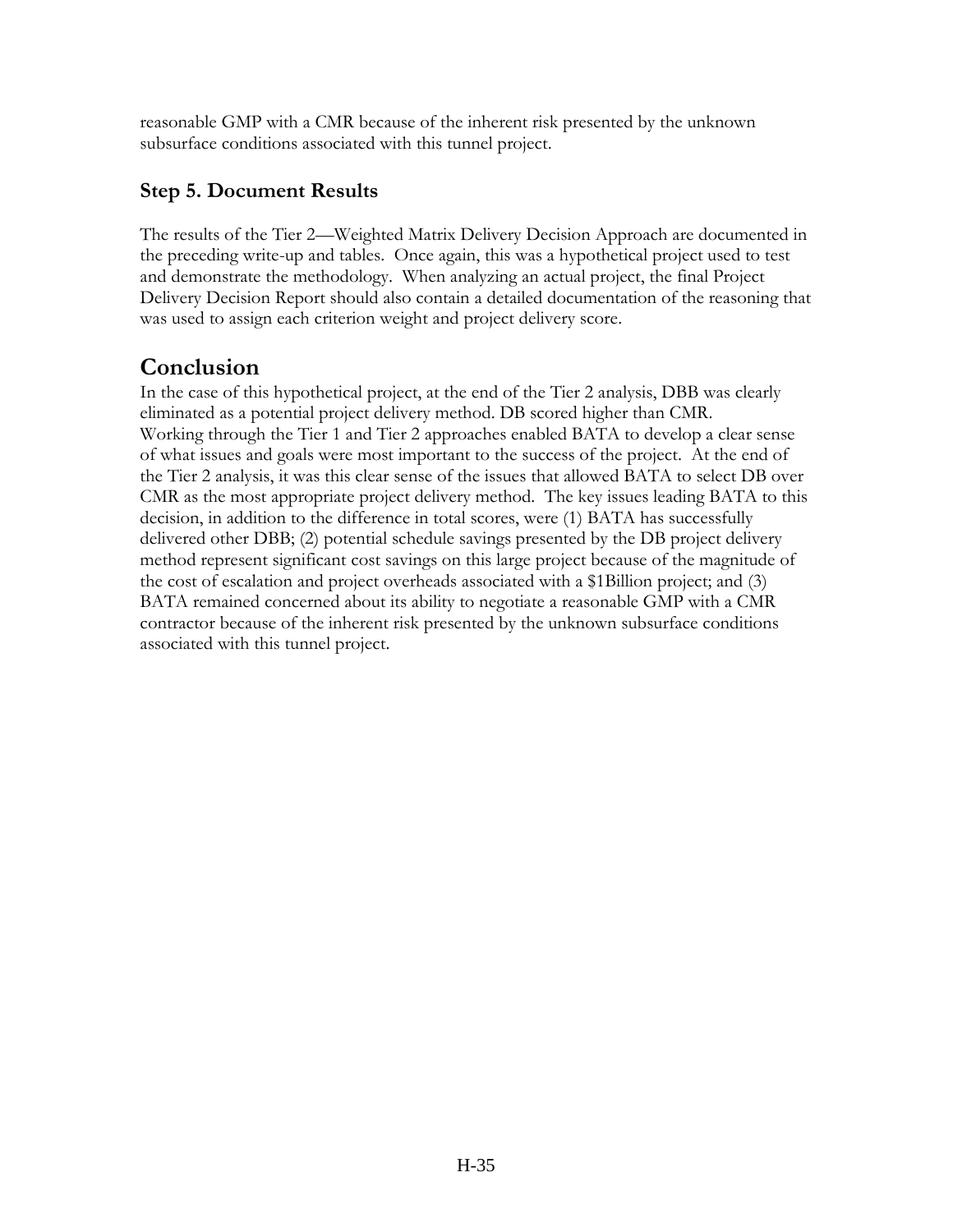reasonable GMP with a CMR because of the inherent risk presented by the unknown subsurface conditions associated with this tunnel project.

### Step 5. Document Results

The results of the Tier 2—Weighted Matrix Delivery Decision Approach are documented in the preceding write-up and tables. Once again, this was a hypothetical project used to test and demonstrate the methodology. When analyzing an actual project, the final Project Delivery Decision Report should also contain a detailed documentation of the reasoning that was used to assign each criterion weight and project delivery score.

## Conclusion

In the case of this hypothetical project, at the end of the Tier 2 analysis, DBB was clearly eliminated as a potential project delivery method. DB scored higher than CMR. Working through the Tier 1 and Tier 2 approaches enabled BATA to develop a clear sense of what issues and goals were most important to the success of the project. At the end of the Tier 2 analysis, it was this clear sense of the issues that allowed BATA to select DB over CMR as the most appropriate project delivery method. The key issues leading BATA to this decision, in addition to the difference in total scores, were (1) BATA has successfully delivered other DBB; (2) potential schedule savings presented by the DB project delivery method represent significant cost savings on this large project because of the magnitude of the cost of escalation and project overheads associated with a $1Billion project; and (3) BATA remained concerned about its ability to negotiate a reasonable GMP with a CMR contractor because of the inherent risk presented by the unknown subsurface conditions associated with this tunnel project.